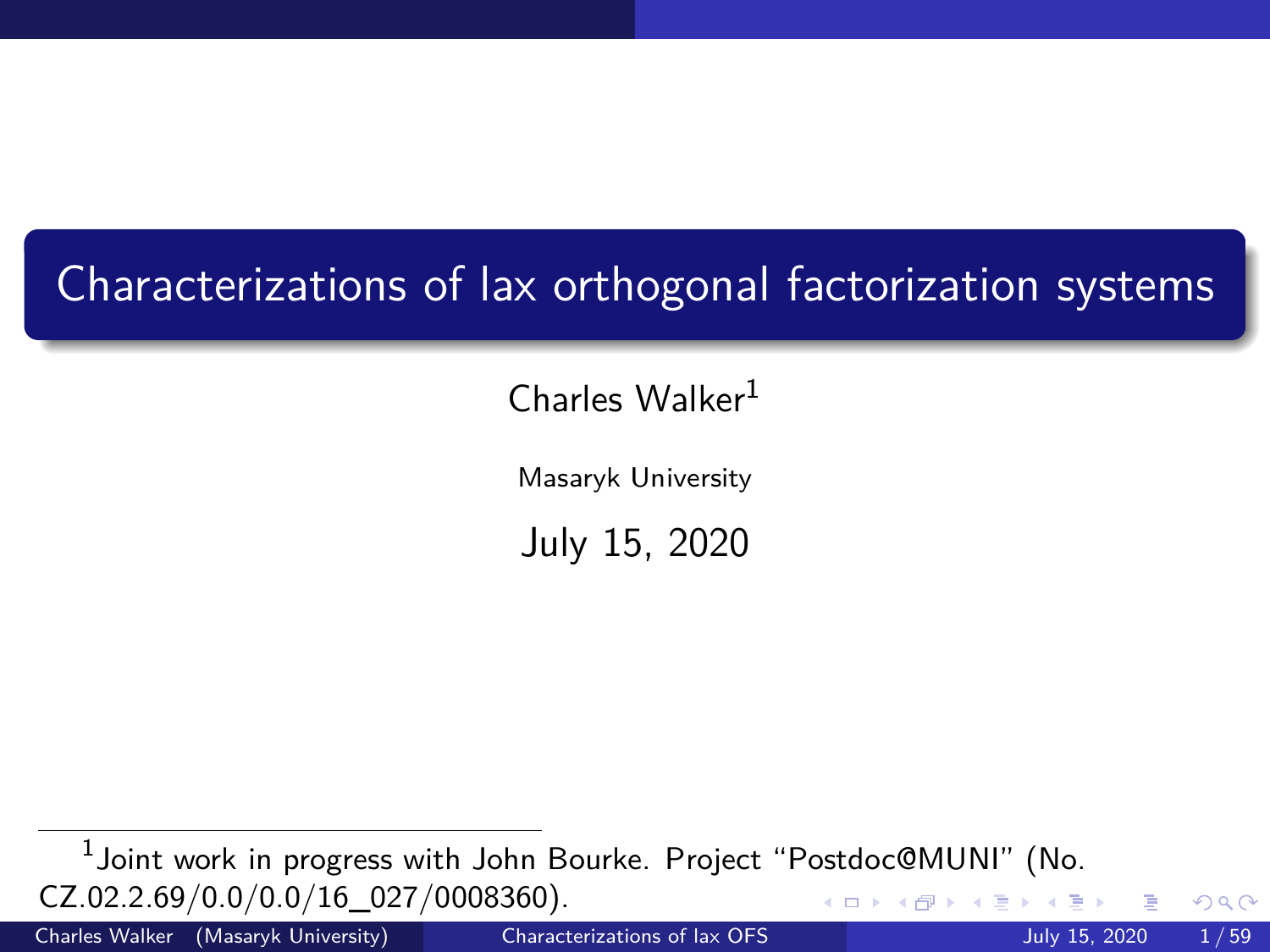# Characterizations of lax orthogonal factorization systems

Charles Walker[1]

Masaryk University

July 15, 2020

[1] Joint work in progress with John Bourke. Project "Postdoc@MUNI" (No. CZ.02.2.69/0.0/0.0/16_027/0008360).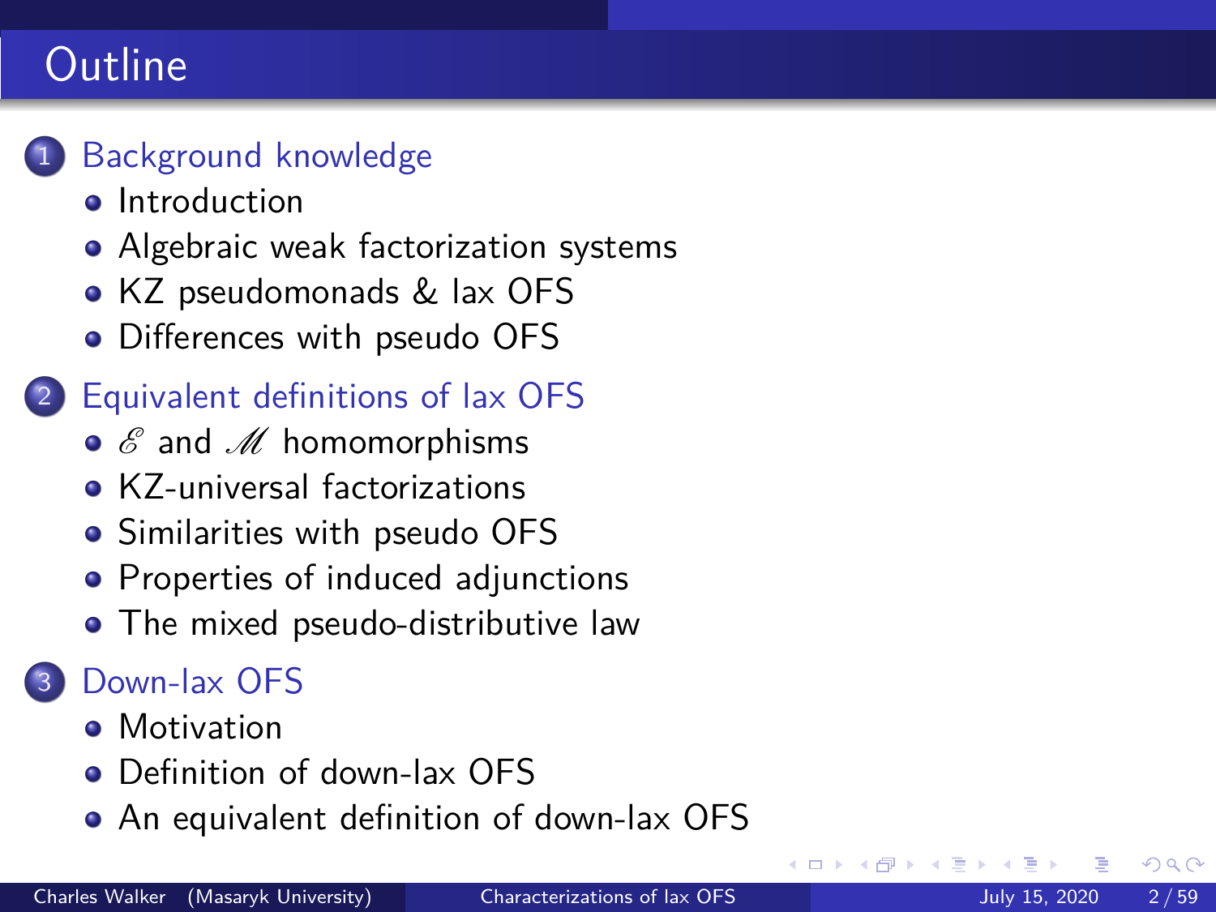# Outline

1. Background knowledge
   - Introduction
   - Algebraic weak factorization systems
   - KZ pseudomonads & lax OFS
   - Differences with pseudo OFS
2. Equivalent definitions of lax OFS
   - $\mathscr{E}$ and $\mathscr{M}$ homomorphisms
   - KZ-universal factorizations
   - Similarities with pseudo OFS
   - Properties of induced adjunctions
   - The mixed pseudo-distributive law
3. Down-lax OFS
   - Motivation
   - Definition of down-lax OFS
   - An equivalent definition of down-lax OFS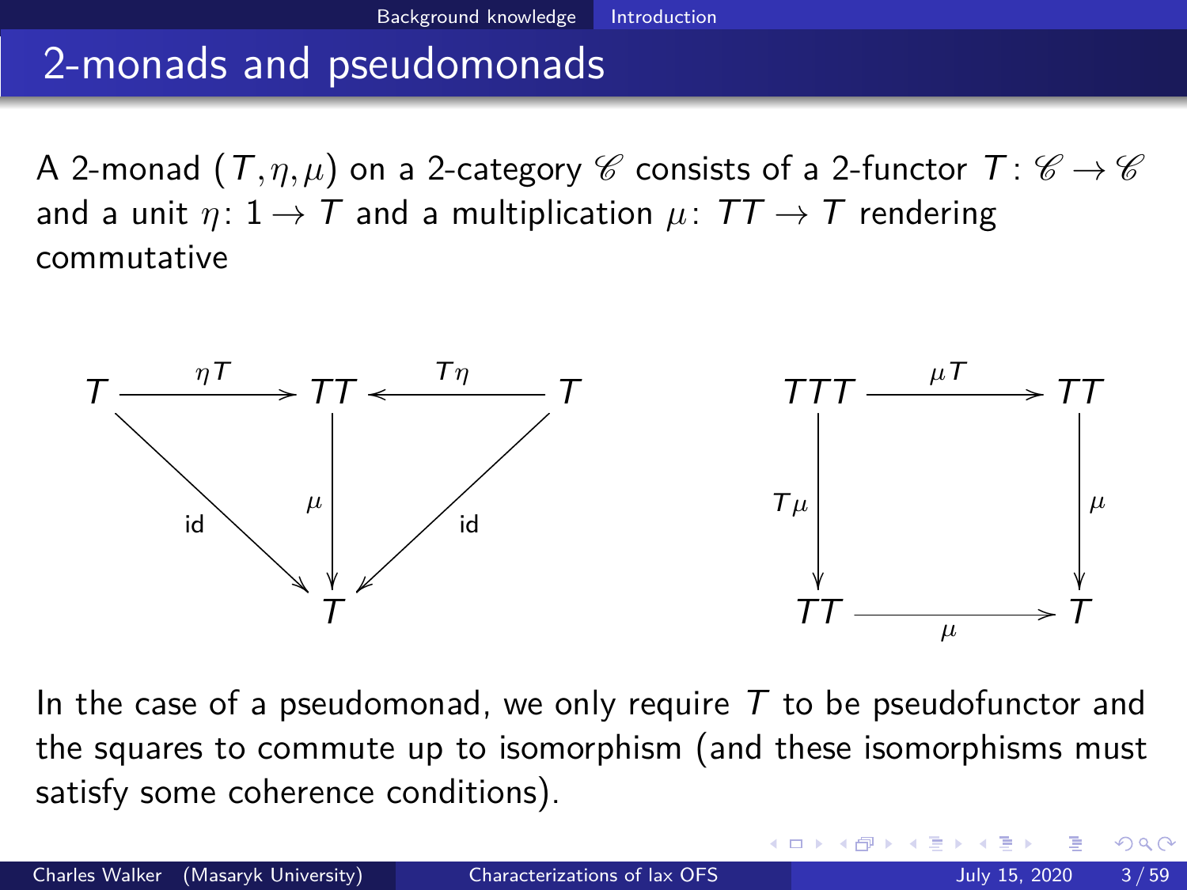## 2-monads and pseudomonads

A 2-monad $(T, \eta, \mu)$ on a 2-category $\mathscr{C}$ consists of a 2-functor $T\colon \mathscr{C} \to \mathscr{C}$ and a unit $\eta\colon 1 \to T$ and a multiplication $\mu\colon TT \to T$ rendering commutative

$$
\begin{array}{ccccc}
T & \xrightarrow{\eta T} & TT & \xleftarrow{T\eta} & T \\
& {\scriptstyle \text{id}} \searrow & \downarrow {\scriptstyle \mu} & \swarrow {\scriptstyle \text{id}} & \\
& & T & &
\end{array}
\qquad\qquad
\begin{array}{ccc}
TTT & \xrightarrow{\mu T} & TT \\
{\scriptstyle T\mu} \downarrow & & \downarrow {\scriptstyle \mu} \\
TT & \xrightarrow[\mu]{} & T
\end{array}
$$

In the case of a pseudomonad, we only require $T$ to be pseudofunctor and the squares to commute up to isomorphism (and these isomorphisms must satisfy some coherence conditions).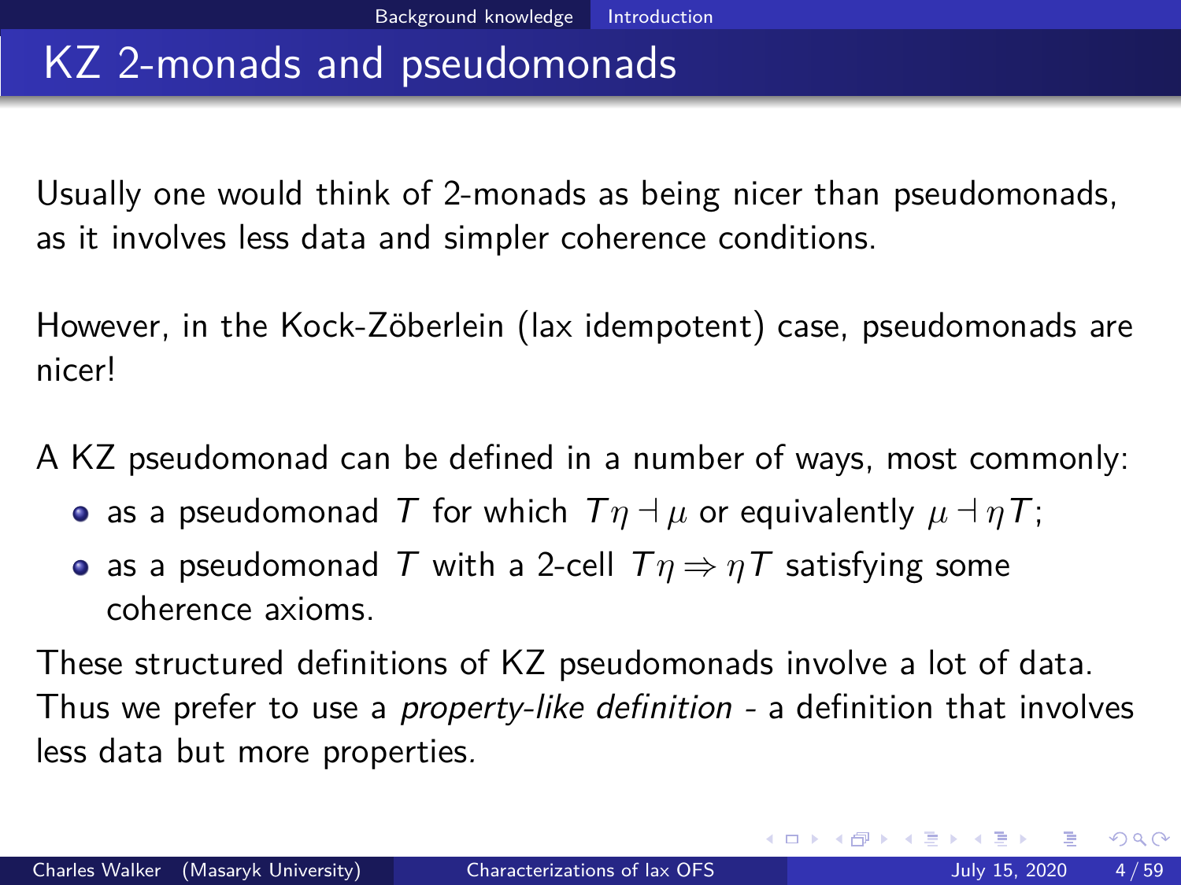# KZ 2-monads and pseudomonads

Usually one would think of 2-monads as being nicer than pseudomonads, as it involves less data and simpler coherence conditions.

However, in the Kock-Zöberlein (lax idempotent) case, pseudomonads are nicer!

A KZ pseudomonad can be defined in a number of ways, most commonly:

- as a pseudomonad $T$ for which $T\eta \dashv \mu$ or equivalently $\mu \dashv \eta T$;
- as a pseudomonad $T$ with a 2-cell $T\eta \Rightarrow \eta T$ satisfying some coherence axioms.

These structured definitions of KZ pseudomonads involve a lot of data. Thus we prefer to use a *property-like definition* - a definition that involves less data but more properties.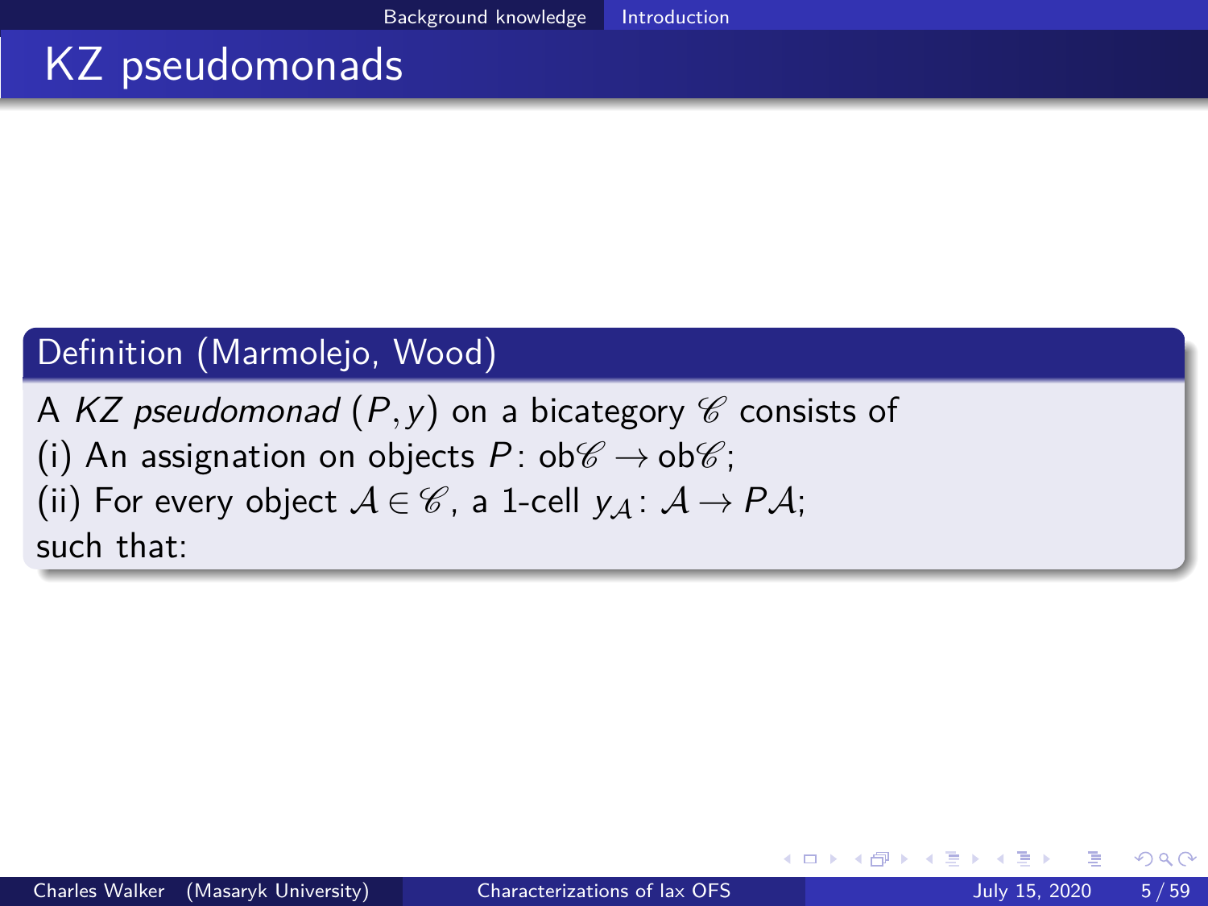## KZ pseudomonads

**Definition (Marmolejo, Wood)**

A *KZ pseudomonad* $(P, y)$ on a bicategory $\mathscr{C}$ consists of
(i) An assignation on objects $P\colon \mathrm{ob}\mathscr{C} \to \mathrm{ob}\mathscr{C}$;
(ii) For every object $\mathcal{A} \in \mathscr{C}$, a 1-cell $y_{\mathcal{A}}\colon \mathcal{A} \to P\mathcal{A}$;
such that: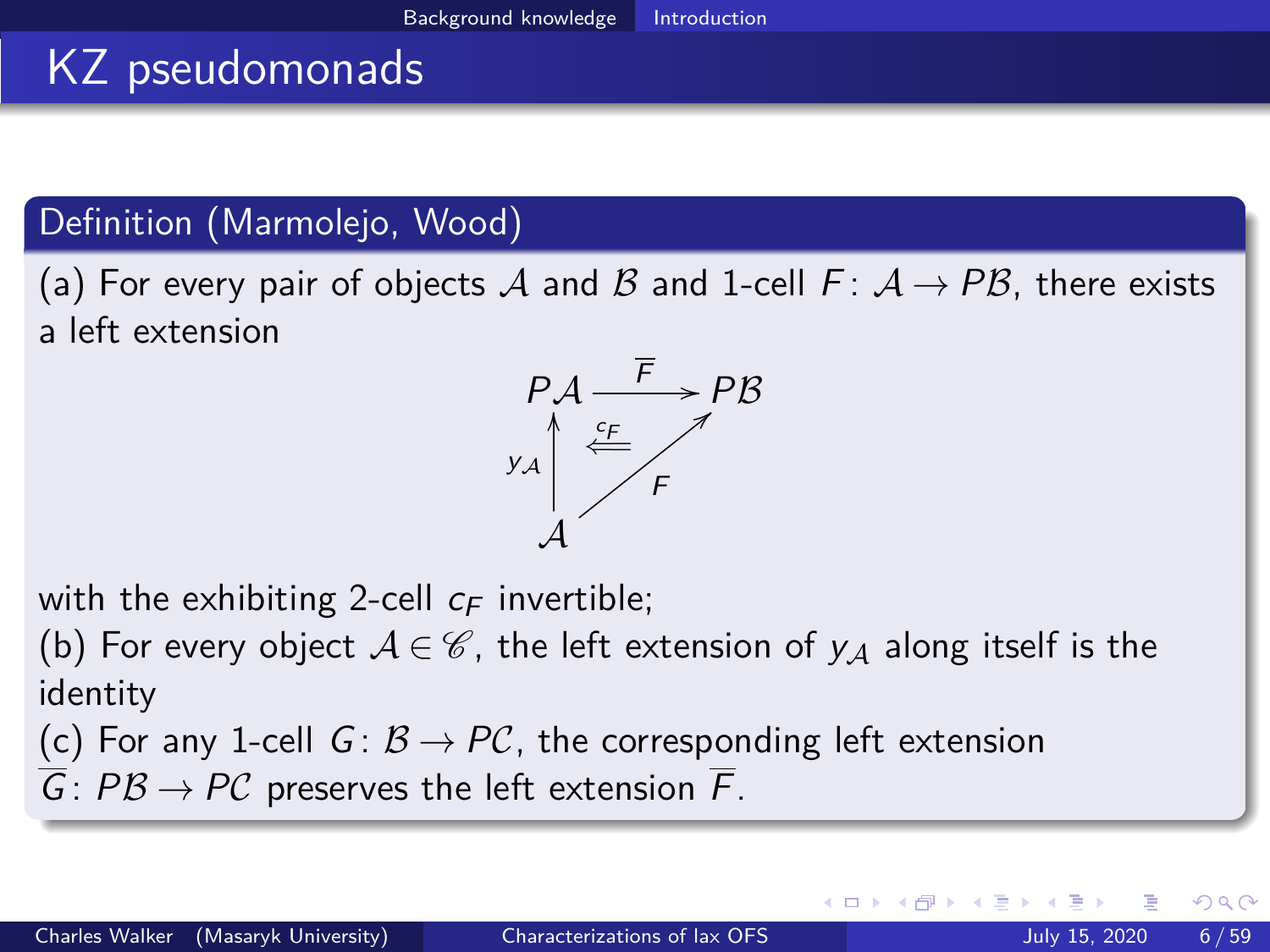# KZ pseudomonads

**Definition (Marmolejo, Wood)**

(a) For every pair of objects $\mathcal{A}$ and $\mathcal{B}$ and 1-cell $F\colon \mathcal{A} \to P\mathcal{B}$, there exists a left extension

$$
\begin{array}{ccc}
P\mathcal{A} & \xrightarrow{\overline{F}} & P\mathcal{B} \\
{\scriptstyle y_{\mathcal{A}}}\uparrow & \overset{c_F}{\Longleftarrow} & \nearrow{\scriptstyle F} \\
\mathcal{A} & &
\end{array}
$$

with the exhibiting 2-cell $c_F$ invertible;

(b) For every object $\mathcal{A} \in \mathscr{C}$, the left extension of $y_{\mathcal{A}}$ along itself is the identity

(c) For any 1-cell $G\colon \mathcal{B} \to P\mathcal{C}$, the corresponding left extension $\overline{G}\colon P\mathcal{B} \to P\mathcal{C}$ preserves the left extension $\overline{F}$.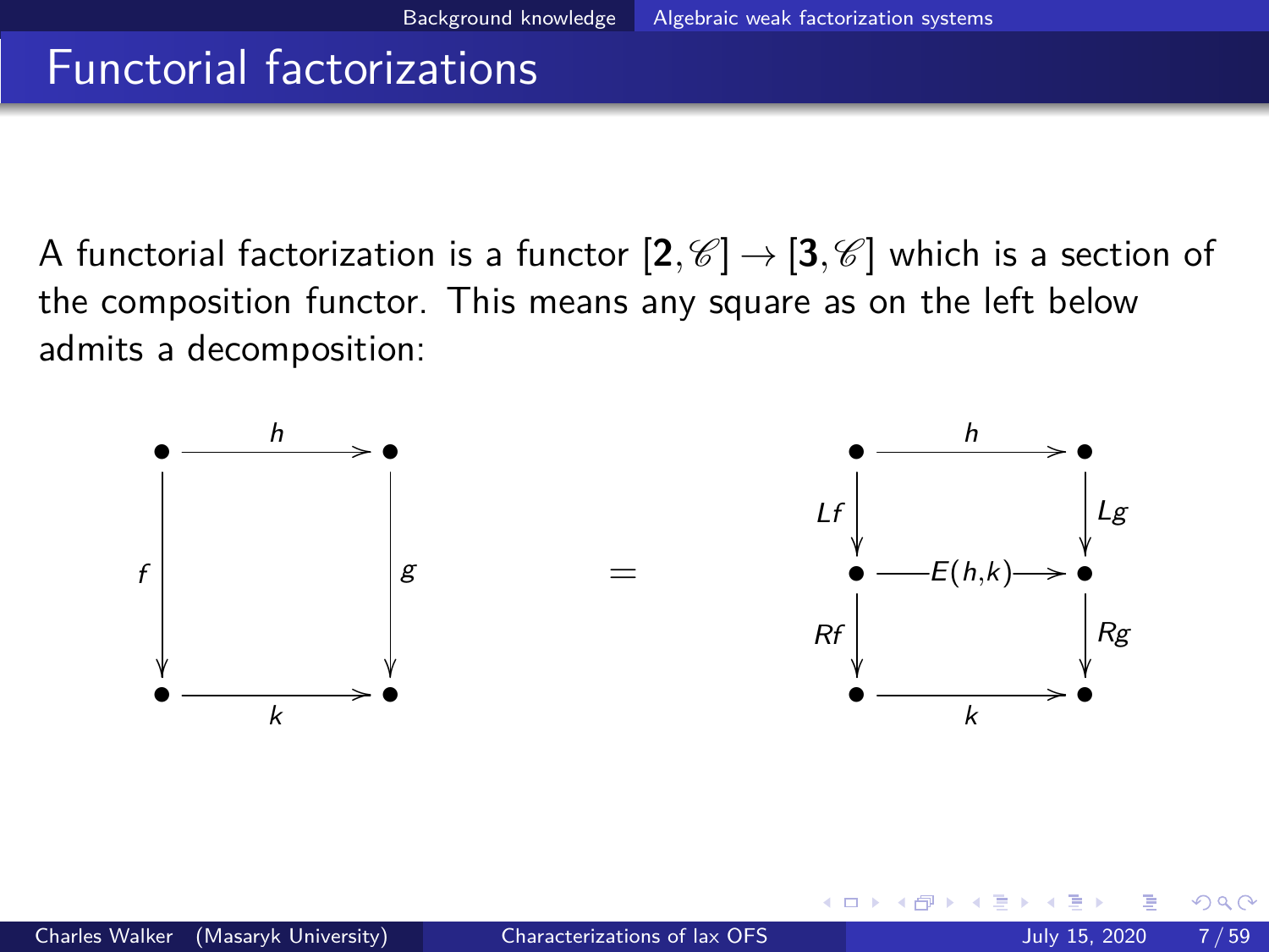# Functorial factorizations

A functorial factorization is a functor $[\mathbf{2}, \mathscr{C}] \to [\mathbf{3}, \mathscr{C}]$ which is a section of the composition functor. This means any square as on the left below admits a decomposition:

$$
\begin{array}{ccc}
\bullet & \xrightarrow{h} & \bullet \\
{\scriptstyle f}\downarrow & & \downarrow{\scriptstyle g} \\
\bullet & \xrightarrow[k]{} & \bullet
\end{array}
\quad = \quad
\begin{array}{ccc}
\bullet & \xrightarrow{h} & \bullet \\
{\scriptstyle Lf}\downarrow & & \downarrow{\scriptstyle Lg} \\
\bullet & \xrightarrow{E(h,k)} & \bullet \\
{\scriptstyle Rf}\downarrow & & \downarrow{\scriptstyle Rg} \\
\bullet & \xrightarrow[k]{} & \bullet
\end{array}
$$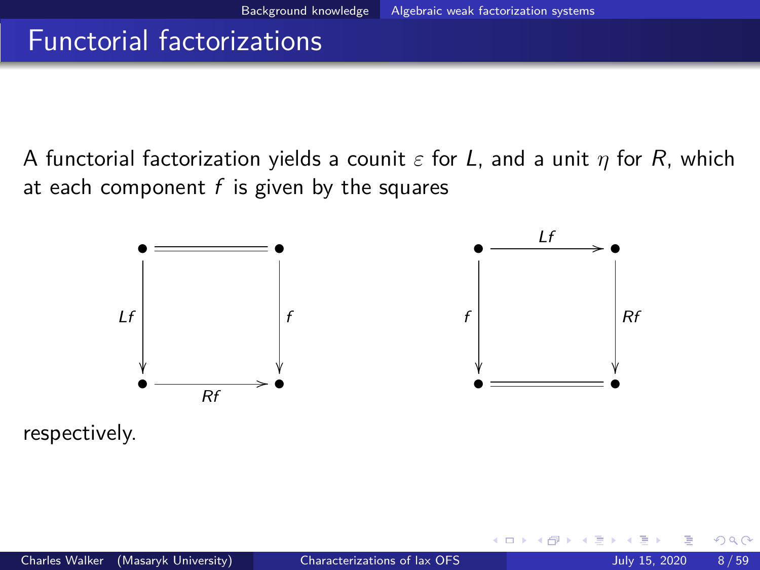# Functorial factorizations

A functorial factorization yields a counit $\varepsilon$ for $L$, and a unit $\eta$ for $R$, which at each component $f$ is given by the squares

$$
\begin{array}{ccc}
\bullet & = & \bullet \\
{\scriptstyle Lf}\downarrow & & \downarrow{\scriptstyle f} \\
\bullet & \xrightarrow{Rf} & \bullet
\end{array}
\qquad\qquad
\begin{array}{ccc}
\bullet & \xrightarrow{Lf} & \bullet \\
{\scriptstyle f}\downarrow & & \downarrow{\scriptstyle Rf} \\
\bullet & = & \bullet
\end{array}
$$

respectively.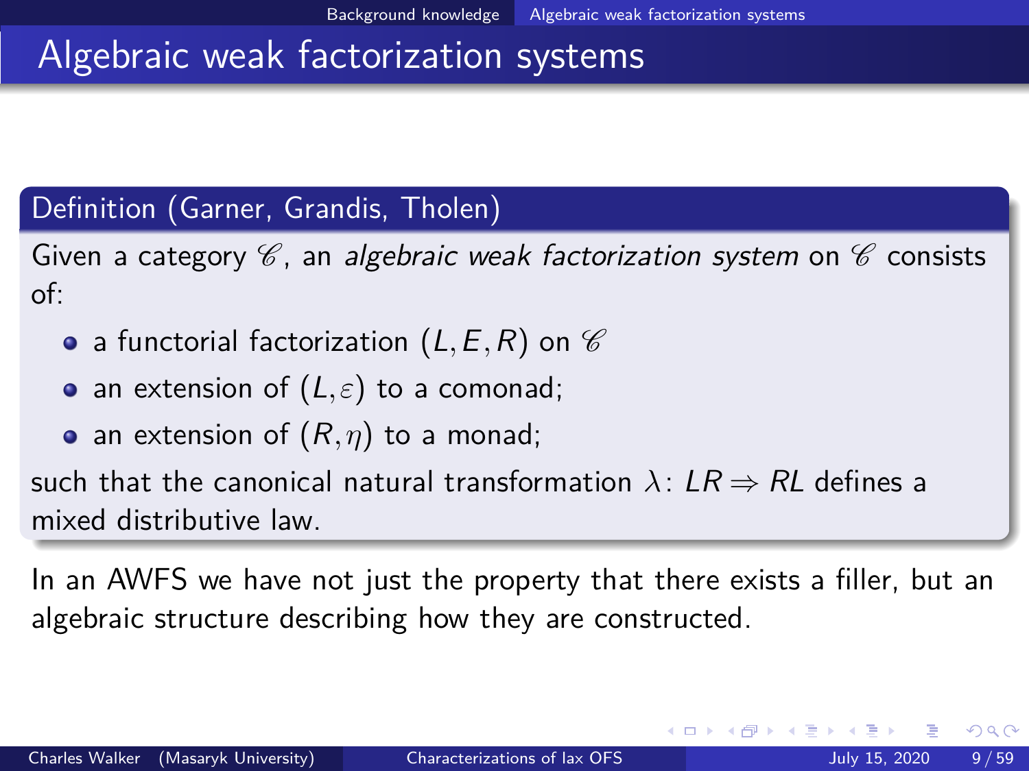# Algebraic weak factorization systems

**Definition (Garner, Grandis, Tholen)**

Given a category $\mathscr{C}$, an *algebraic weak factorization system* on $\mathscr{C}$ consists of:

- a functorial factorization $(L, E, R)$ on $\mathscr{C}$
- an extension of $(L, \varepsilon)$ to a comonad;
- an extension of $(R, \eta)$ to a monad;

such that the canonical natural transformation $\lambda \colon LR \Rightarrow RL$ defines a mixed distributive law.

In an AWFS we have not just the property that there exists a filler, but an algebraic structure describing how they are constructed.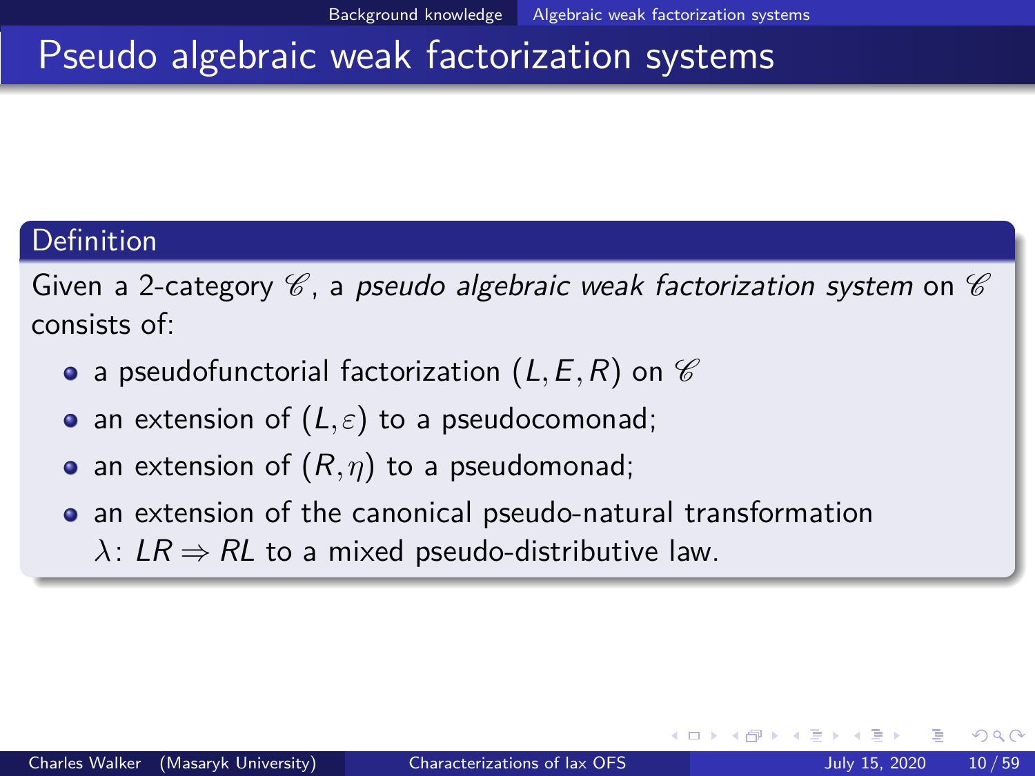# Pseudo algebraic weak factorization systems

**Definition**

Given a 2-category $\mathscr{C}$, a *pseudo algebraic weak factorization system* on $\mathscr{C}$ consists of:

- a pseudofunctorial factorization $(L, E, R)$ on $\mathscr{C}$
- an extension of $(L, \varepsilon)$ to a pseudocomonad;
- an extension of $(R, \eta)$ to a pseudomonad;
- an extension of the canonical pseudo-natural transformation $\lambda \colon LR \Rightarrow RL$ to a mixed pseudo-distributive law.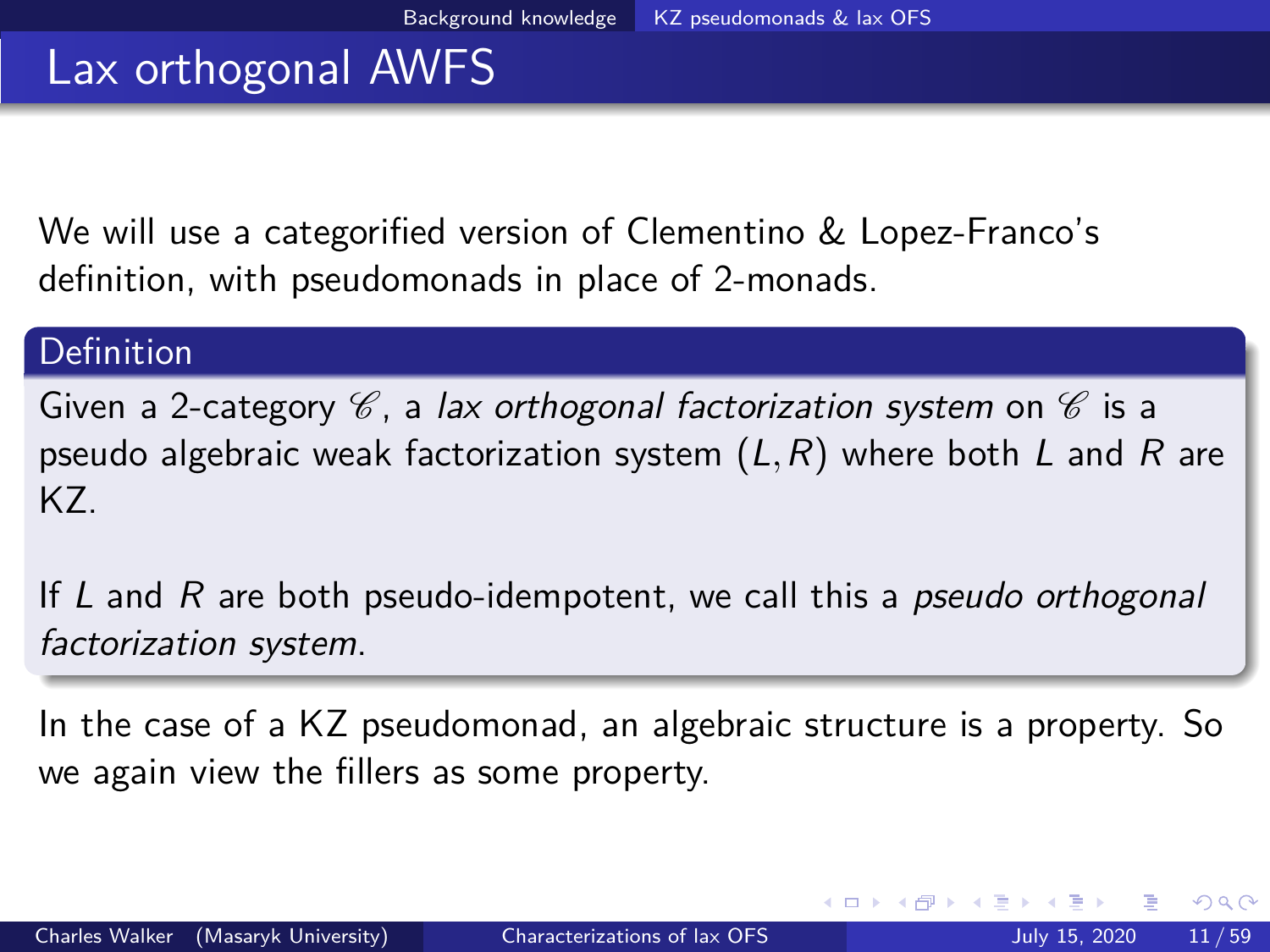# Lax orthogonal AWFS

We will use a categorified version of Clementino & Lopez-Franco's definition, with pseudomonads in place of 2-monads.

**Definition**

Given a 2-category $\mathscr{C}$, a *lax orthogonal factorization system* on $\mathscr{C}$ is a pseudo algebraic weak factorization system $(L, R)$ where both $L$ and $R$ are KZ.

If $L$ and $R$ are both pseudo-idempotent, we call this a *pseudo orthogonal factorization system*.

In the case of a KZ pseudomonad, an algebraic structure is a property. So we again view the fillers as some property.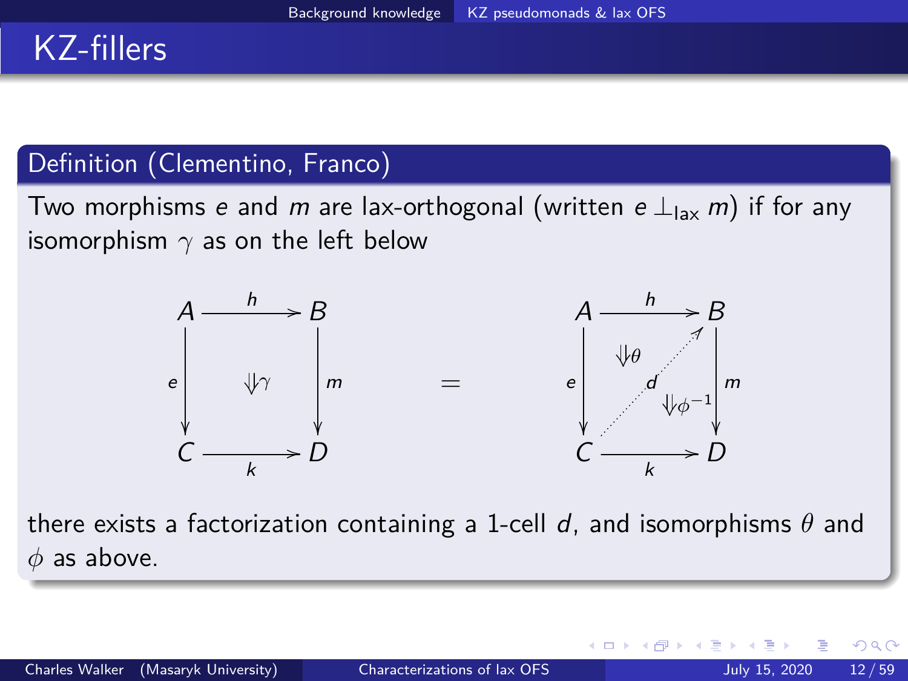# KZ-fillers

## Definition (Clementino, Franco)

Two morphisms $e$ and $m$ are lax-orthogonal (written $e \perp_{\text{lax}} m$) if for any isomorphism $\gamma$ as on the left below

$$
\begin{array}{ccc}
A & \xrightarrow{h} & B \\
{\scriptstyle e}\downarrow & \Downarrow\gamma & \downarrow{\scriptstyle m} \\
C & \xrightarrow[k]{} & D
\end{array}
\qquad = \qquad
\begin{array}{ccc}
A & \xrightarrow{h} & B \\
{\scriptstyle e}\downarrow & \Downarrow\theta \nearrow^{d} \Downarrow\phi^{-1} & \downarrow{\scriptstyle m} \\
C & \xrightarrow[k]{} & D
\end{array}
$$

there exists a factorization containing a 1-cell $d$, and isomorphisms $\theta$ and $\phi$ as above.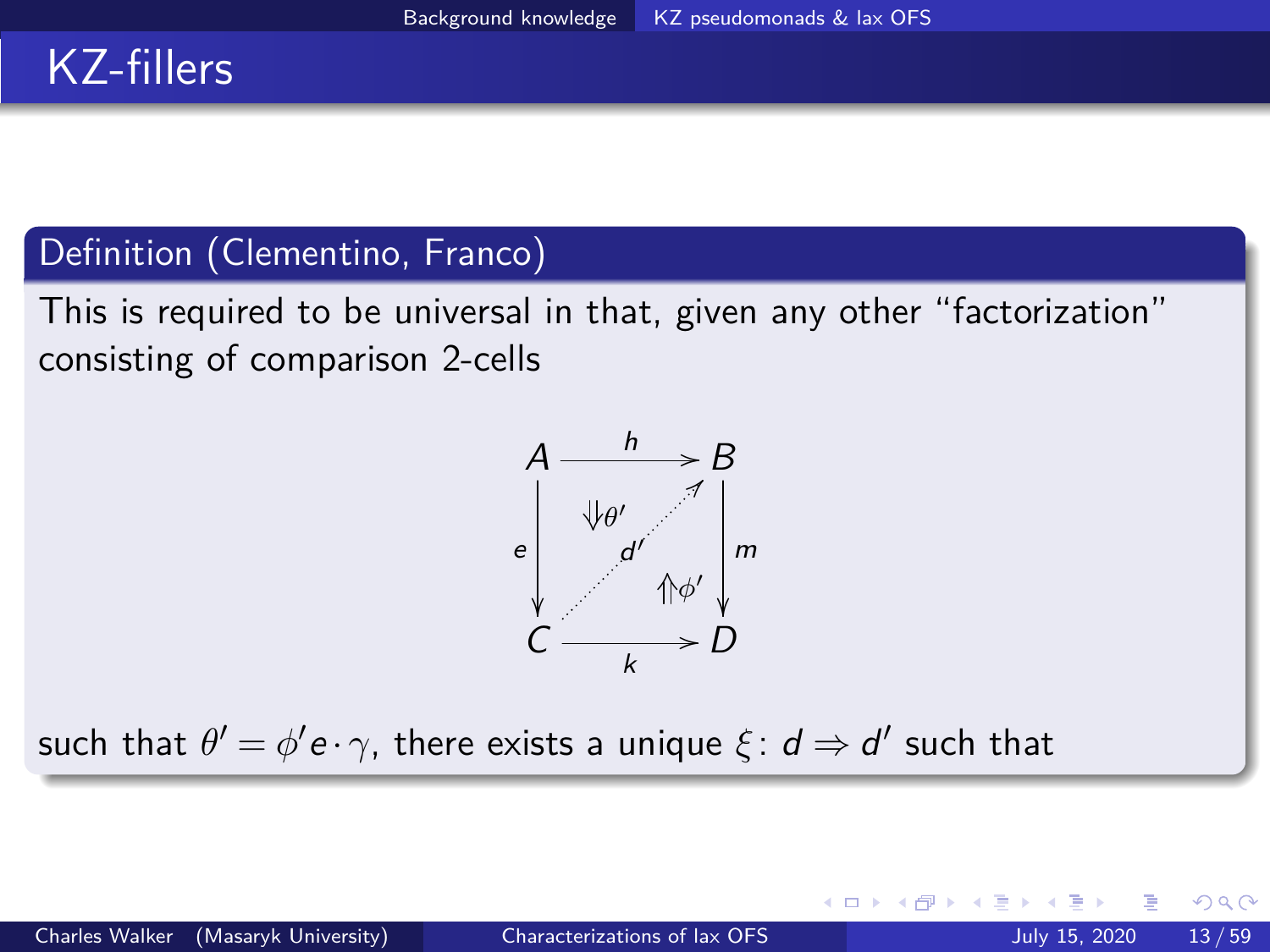# KZ-fillers

## Definition (Clementino, Franco)

This is required to be universal in that, given any other "factorization" consisting of comparison 2-cells

$$
\begin{array}{ccc}
A & \xrightarrow{\;h\;} & B \\
{\scriptstyle e}\big\downarrow & \Downarrow\theta' \quad \overset{d'}{\nearrow} \quad \Uparrow\phi' & \big\downarrow{\scriptstyle m} \\
C & \xrightarrow[\;k\;]{} & D
\end{array}
$$

such that $\theta' = \phi' e \cdot \gamma$, there exists a unique $\xi \colon d \Rightarrow d'$ such that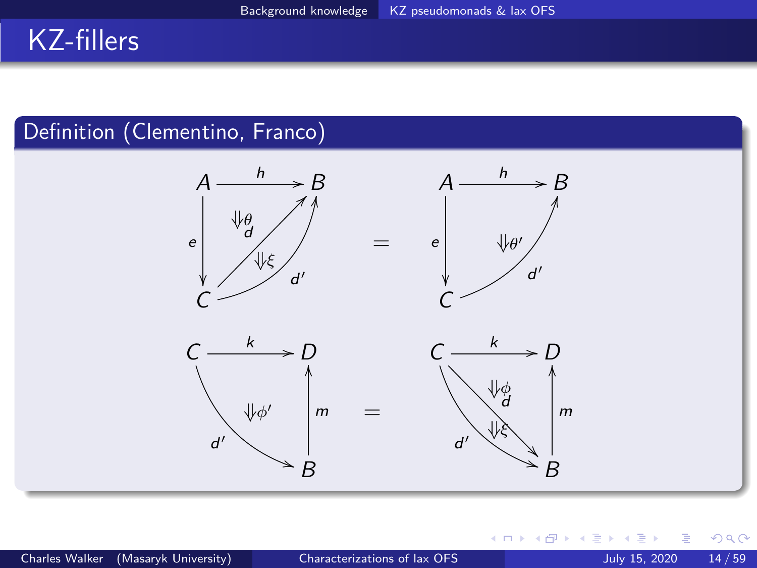# KZ-fillers

**Definition (Clementino, Franco)**

$$
\begin{array}{ccc}
\begin{array}{c}
A \xrightarrow{h} B, \quad e: A \to C, \quad d: C \to B, \quad d': C \to B \\
\theta: d \cdot e \Rightarrow h, \quad \xi: d' \Rightarrow d
\end{array}
& = &
\begin{array}{c}
A \xrightarrow{h} B, \quad e: A \to C, \quad d': C \to B \\
\theta': d' \cdot e \Rightarrow h
\end{array}
\end{array}
$$

$$
\begin{array}{ccc}
\begin{array}{c}
C \xrightarrow{k} D, \quad d': C \to B, \quad m: B \to D \\
\phi': k \Rightarrow m \cdot d'
\end{array}
& = &
\begin{array}{c}
C \xrightarrow{k} D, \quad d: C \to B, \quad d': C \to B, \quad m: B \to D \\
\phi: k \Rightarrow m \cdot d, \quad \xi: d \Rightarrow d'
\end{array}
\end{array}
$$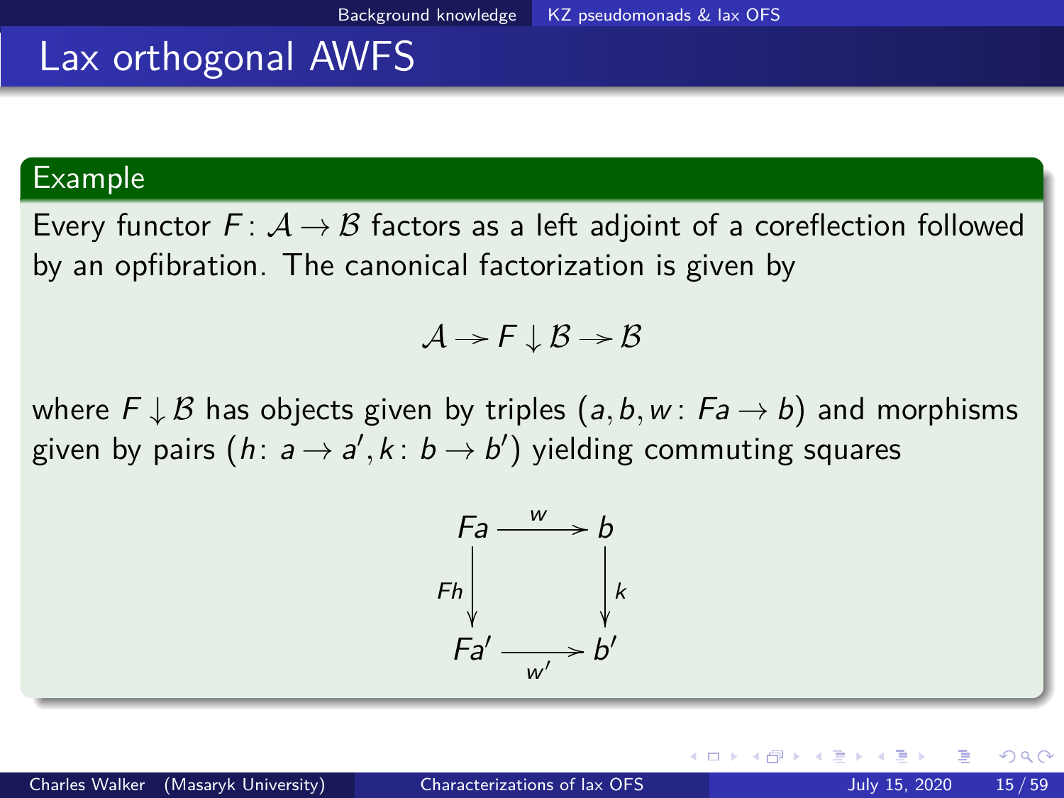# Lax orthogonal AWFS

**Example**

Every functor $F\colon \mathcal{A} \to \mathcal{B}$ factors as a left adjoint of a coreflection followed by an opfibration. The canonical factorization is given by

$$\mathcal{A} \to F \downarrow \mathcal{B} \to \mathcal{B}$$

where $F \downarrow \mathcal{B}$ has objects given by triples $(a, b, w\colon Fa \to b)$ and morphisms given by pairs $(h\colon a \to a', k\colon b \to b')$ yielding commuting squares

$$\begin{array}{ccc} Fa & \xrightarrow{w} & b \\ {\scriptstyle Fh}\downarrow & & \downarrow{\scriptstyle k} \\ Fa' & \xrightarrow[w']{} & b' \end{array}$$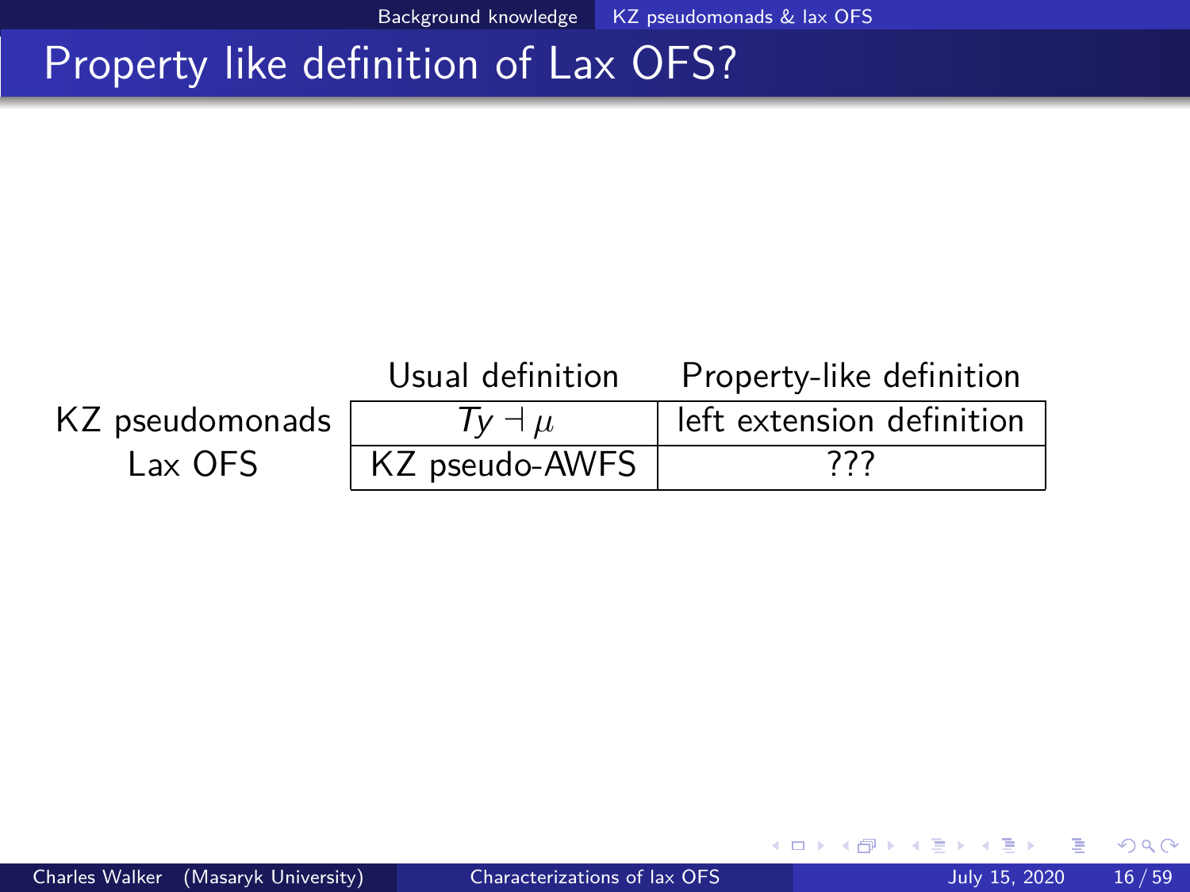# Property like definition of Lax OFS?

| | Usual definition | Property-like definition |
|---|---|---|
| KZ pseudomonads | $Ty \dashv \mu$ | left extension definition |
| Lax OFS | KZ pseudo-AWFS | ??? |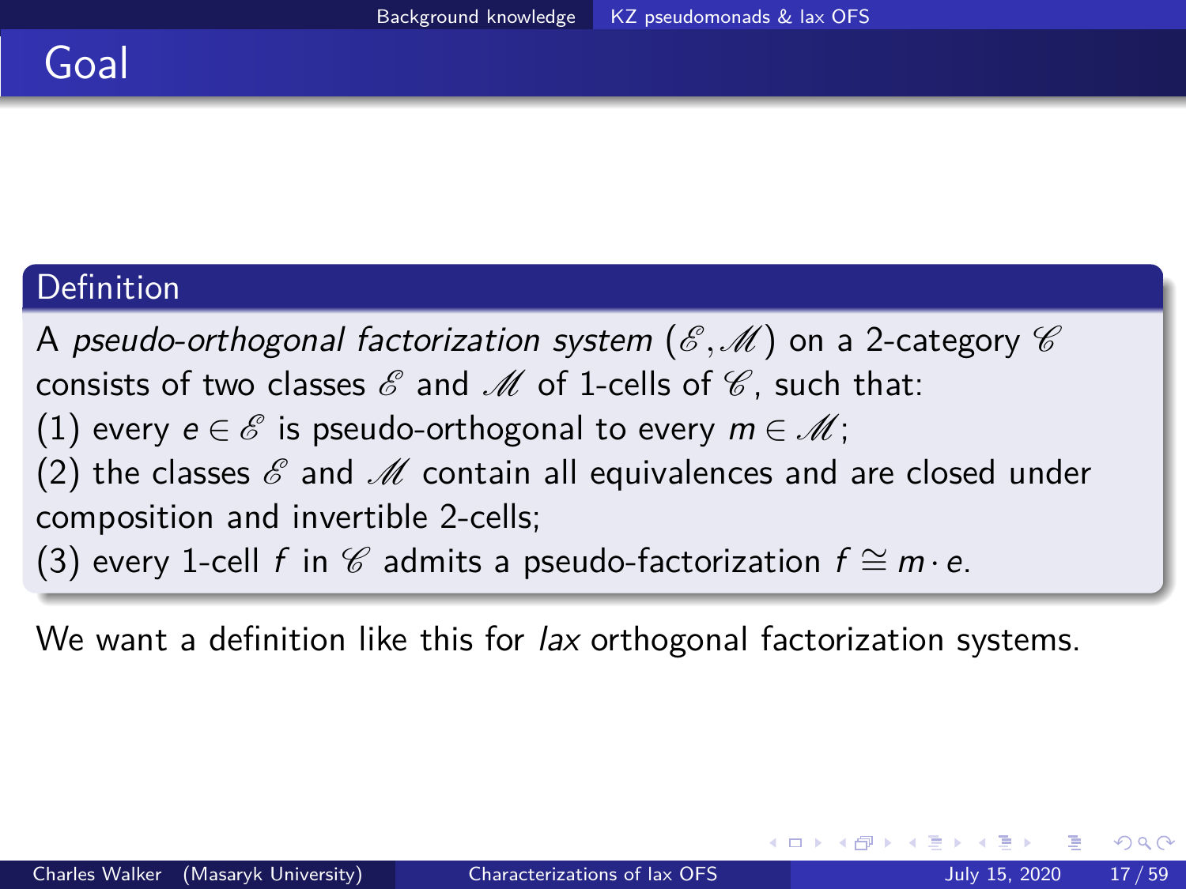# Goal

**Definition**

A *pseudo-orthogonal factorization system* $(\mathscr{E}, \mathscr{M})$ on a 2-category $\mathscr{C}$ consists of two classes $\mathscr{E}$ and $\mathscr{M}$ of 1-cells of $\mathscr{C}$, such that:

(1) every $e \in \mathscr{E}$ is pseudo-orthogonal to every $m \in \mathscr{M}$;

(2) the classes $\mathscr{E}$ and $\mathscr{M}$ contain all equivalences and are closed under composition and invertible 2-cells;

(3) every 1-cell $f$ in $\mathscr{C}$ admits a pseudo-factorization $f \cong m \cdot e$.

We want a definition like this for *lax* orthogonal factorization systems.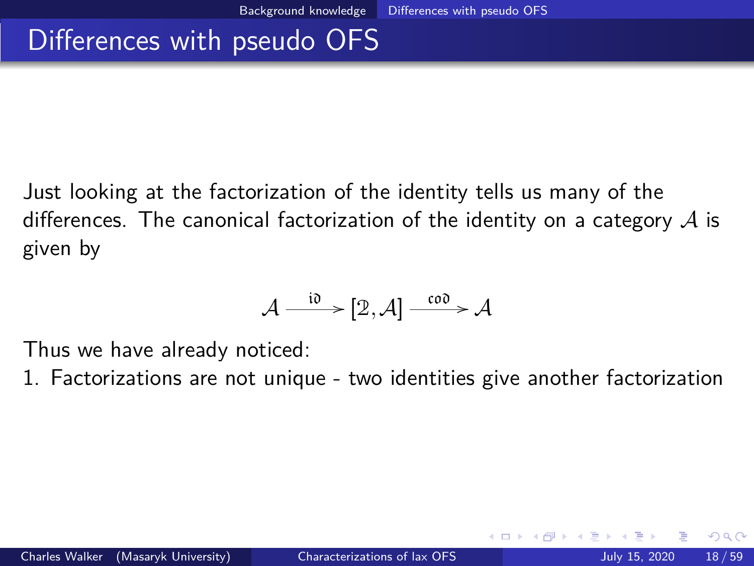# Differences with pseudo OFS

Just looking at the factorization of the identity tells us many of the differences. The canonical factorization of the identity on a category $\mathcal{A}$ is given by

$$\mathcal{A} \xrightarrow{\mathfrak{id}} [\mathfrak{2}, \mathcal{A}] \xrightarrow{\mathfrak{cod}} \mathcal{A}$$

Thus we have already noticed:

1. Factorizations are not unique - two identities give another factorization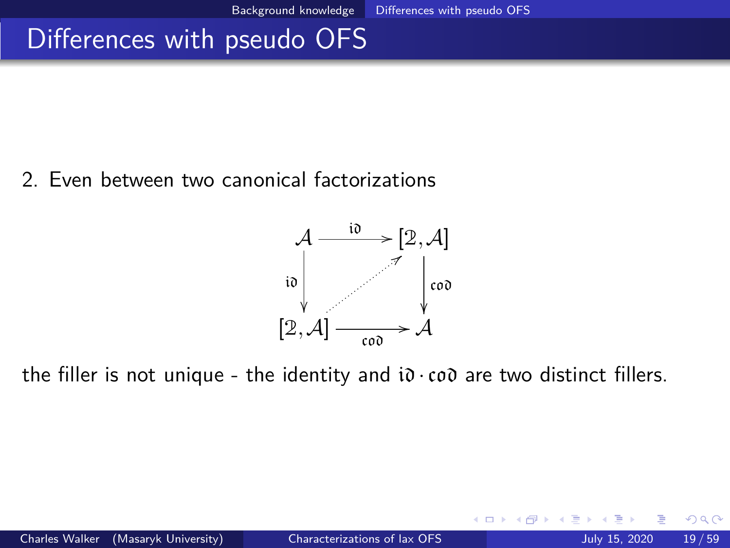## Differences with pseudo OFS

2. Even between two canonical factorizations

$$
\begin{array}{ccc}
\mathcal{A} & \xrightarrow{\mathfrak{id}} & [\mathcal{2}, \mathcal{A}] \\
{\scriptstyle \mathfrak{id}} \downarrow & \nearrow & \downarrow {\scriptstyle \mathfrak{cod}} \\
[\mathcal{2}, \mathcal{A}] & \xrightarrow[\mathfrak{cod}]{} & \mathcal{A}
\end{array}
$$

the filler is not unique - the identity and $\mathfrak{id} \cdot \mathfrak{cod}$ are two distinct fillers.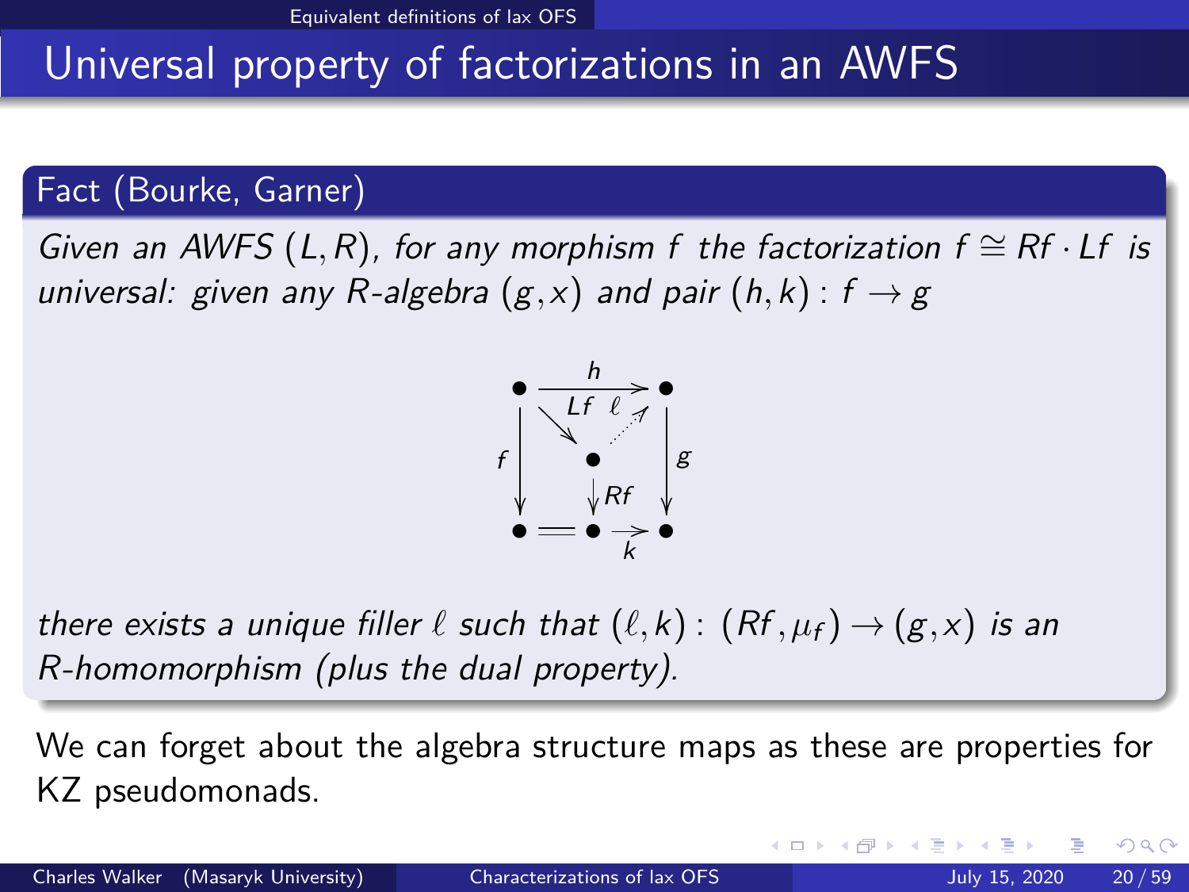# Universal property of factorizations in an AWFS

**Fact (Bourke, Garner)**

*Given an AWFS $(L, R)$, for any morphism $f$ the factorization $f \cong Rf \cdot Lf$ is universal: given any $R$-algebra $(g, x)$ and pair $(h, k) : f \to g$*

$$\begin{array}{ccccc} \bullet & & \xrightarrow{h} & & \bullet \\ & \searrow^{Lf} & & \nearrow^{\ell} & \\ f \downarrow & & \bullet & & \downarrow g \\ & & \downarrow Rf & & \\ \bullet & = & \bullet & \xrightarrow{k} & \bullet \end{array}$$

*there exists a unique filler $\ell$ such that $(\ell, k) : (Rf, \mu_f) \to (g, x)$ is an $R$-homomorphism (plus the dual property).*

We can forget about the algebra structure maps as these are properties for KZ pseudomonads.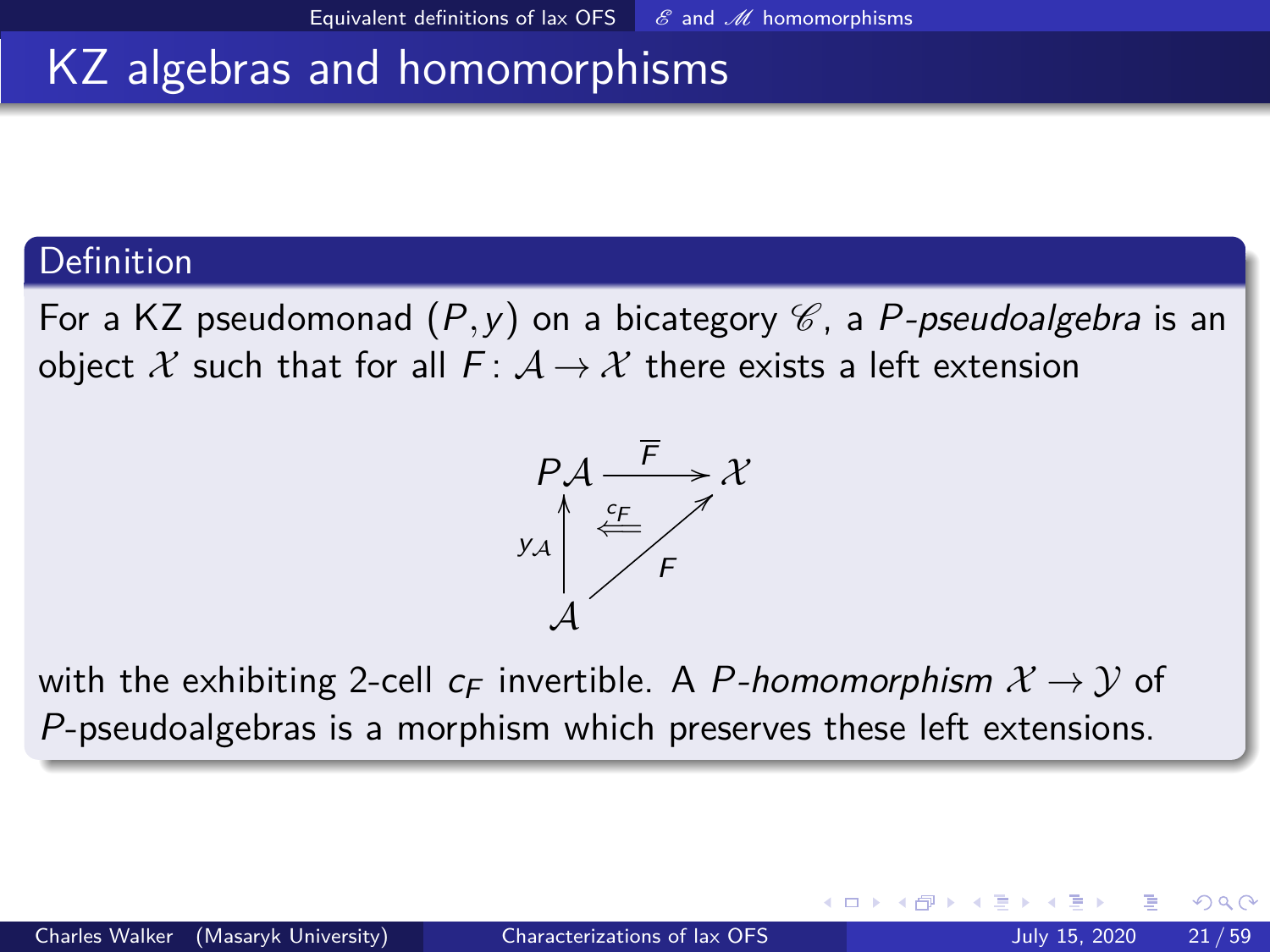# KZ algebras and homomorphisms

## Definition

For a KZ pseudomonad $(P, y)$ on a bicategory $\mathscr{C}$, a *P-pseudoalgebra* is an object $\mathcal{X}$ such that for all $F \colon \mathcal{A} \to \mathcal{X}$ there exists a left extension

$$
\begin{array}{ccc}
P\mathcal{A} & \xrightarrow{\overline{F}} & \mathcal{X} \\
{\scriptstyle y_{\mathcal{A}}} \uparrow & \overset{c_F}{\Longleftarrow} & \nearrow {\scriptstyle F} \\
\mathcal{A} & &
\end{array}
$$

with the exhibiting 2-cell $c_F$ invertible. A *P-homomorphism* $\mathcal{X} \to \mathcal{Y}$ of $P$-pseudoalgebras is a morphism which preserves these left extensions.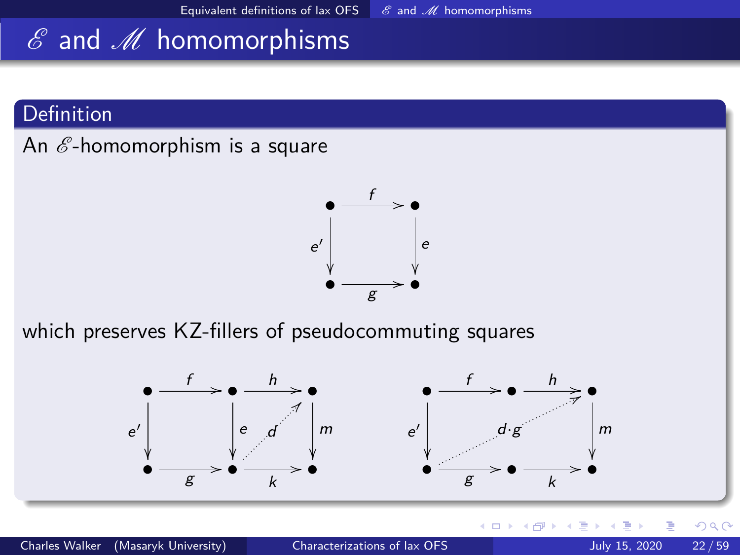# $\mathscr{E}$ and $\mathscr{M}$ homomorphisms

**Definition**

An $\mathscr{E}$-homomorphism is a square

$$\begin{array}{ccc} \bullet & \xrightarrow{f} & \bullet \\ {\scriptstyle e'}\downarrow & & \downarrow{\scriptstyle e} \\ \bullet & \xrightarrow[g]{} & \bullet \end{array}$$

which preserves KZ-fillers of pseudocommuting squares

$$\begin{array}{ccccc} \bullet & \xrightarrow{f} & \bullet & \xrightarrow{h} & \bullet \\ {\scriptstyle e'}\downarrow & & {\scriptstyle e}\downarrow & \overset{d}{\nearrow} & \downarrow{\scriptstyle m} \\ \bullet & \xrightarrow[g]{} & \bullet & \xrightarrow[k]{} & \bullet \end{array} \qquad \begin{array}{ccccc} \bullet & \xrightarrow{f} & \bullet & \xrightarrow{h} & \bullet \\ {\scriptstyle e'}\downarrow & & \overset{d\cdot g}{\nearrow} & & \downarrow{\scriptstyle m} \\ \bullet & \xrightarrow[g]{} & \bullet & \xrightarrow[k]{} & \bullet \end{array}$$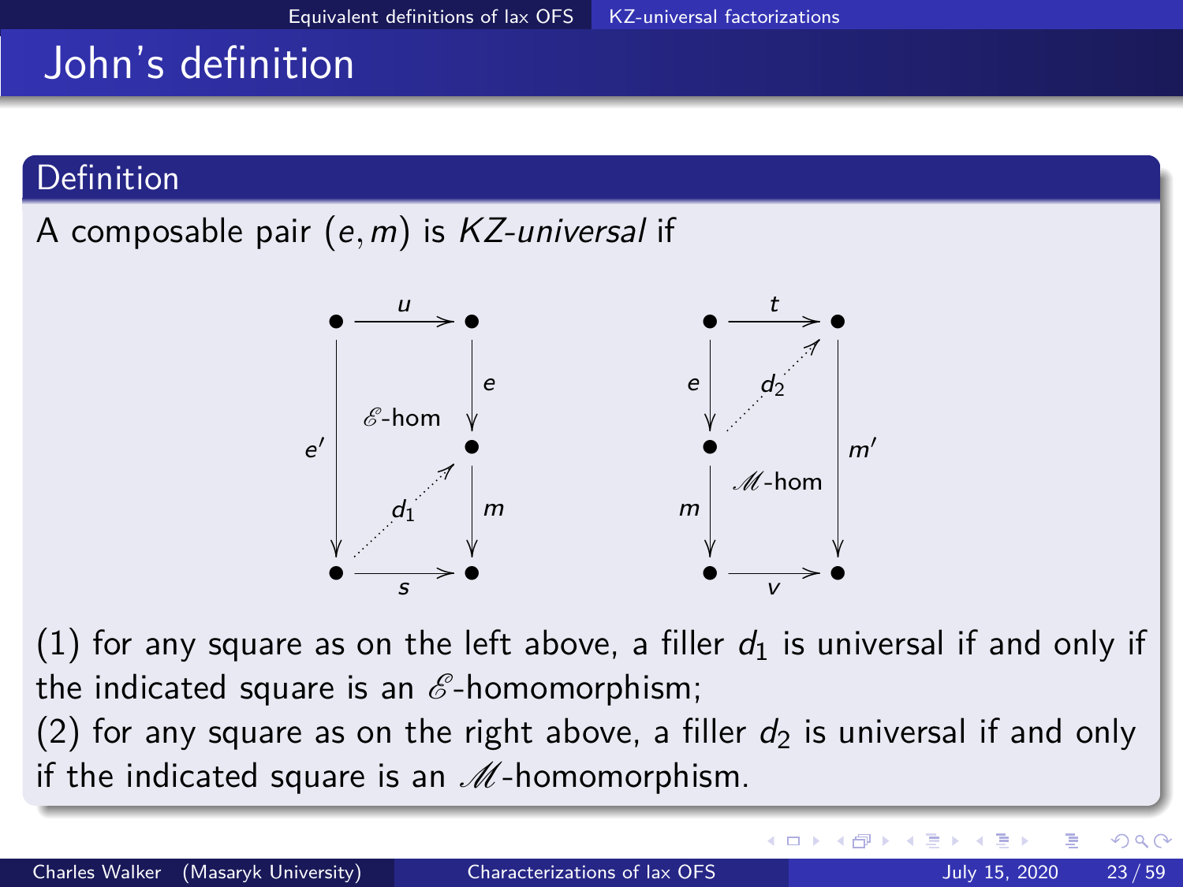# John's definition

**Definition**

A composable pair $(e, m)$ is *KZ-universal* if

$$
\begin{array}{ccc}
\bullet & \xrightarrow{u} & \bullet \\
 & & \downarrow e \\
\downarrow e' & \mathscr{E}\text{-hom} & \bullet \\
 & \nearrow d_1 & \downarrow m \\
\bullet & \xrightarrow{s} & \bullet
\end{array}
\qquad\qquad
\begin{array}{ccc}
\bullet & \xrightarrow{t} & \bullet \\
\downarrow e & \nearrow d_2 & \\
\bullet & \mathscr{M}\text{-hom} & \downarrow m' \\
\downarrow m & & \\
\bullet & \xrightarrow{v} & \bullet
\end{array}
$$

(1) for any square as on the left above, a filler $d_1$ is universal if and only if the indicated square is an $\mathscr{E}$-homomorphism;

(2) for any square as on the right above, a filler $d_2$ is universal if and only if the indicated square is an $\mathscr{M}$-homomorphism.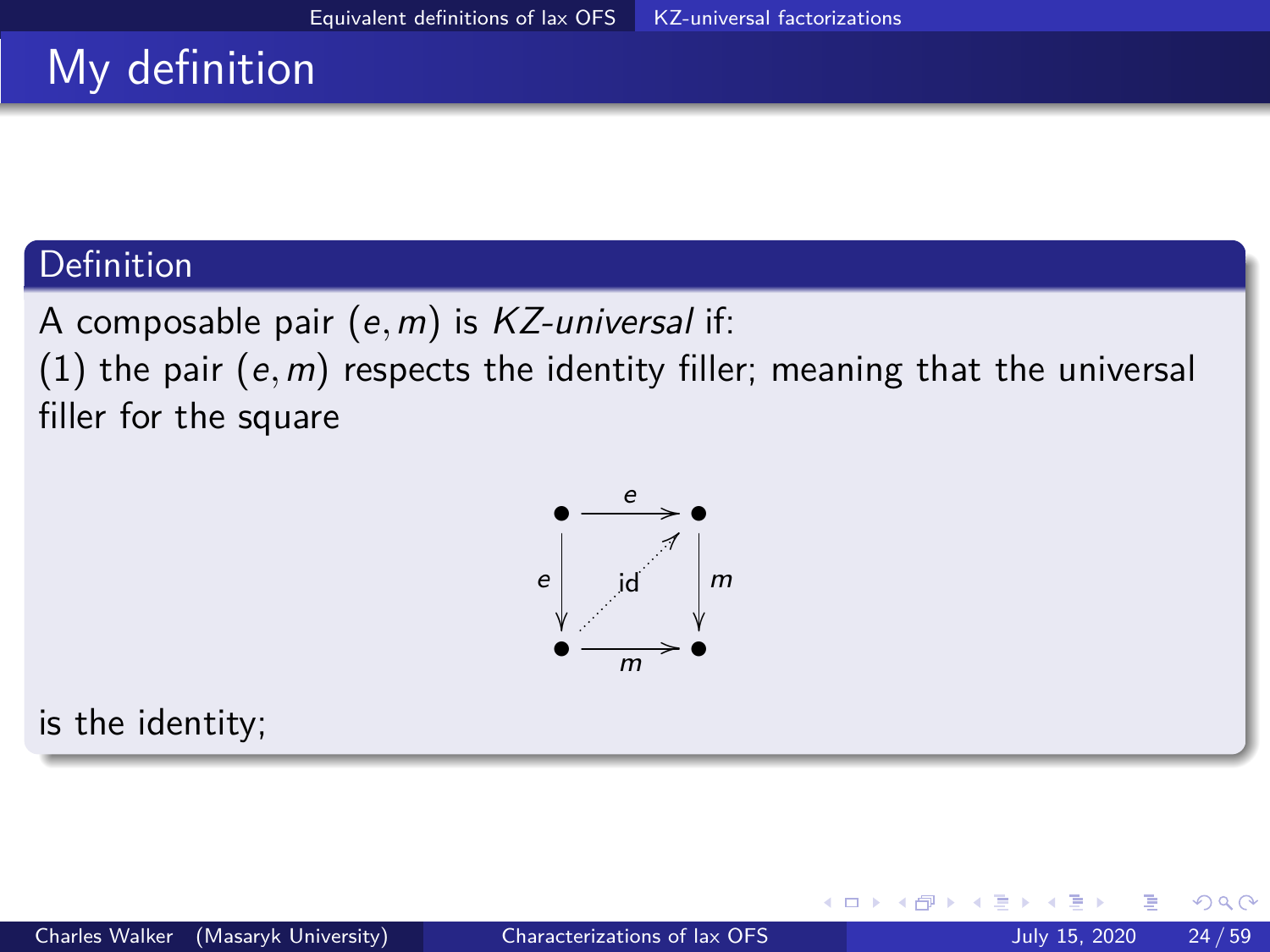# My definition

**Definition**

A composable pair $(e, m)$ is *KZ-universal* if:

(1) the pair $(e, m)$ respects the identity filler; meaning that the universal filler for the square

$$\begin{array}{ccc} \bullet & \xrightarrow{e} & \bullet \\ {\scriptstyle e}\downarrow & \overset{\mathrm{id}}{\nearrow} & \downarrow{\scriptstyle m} \\ \bullet & \xrightarrow[m]{} & \bullet \end{array}$$

is the identity;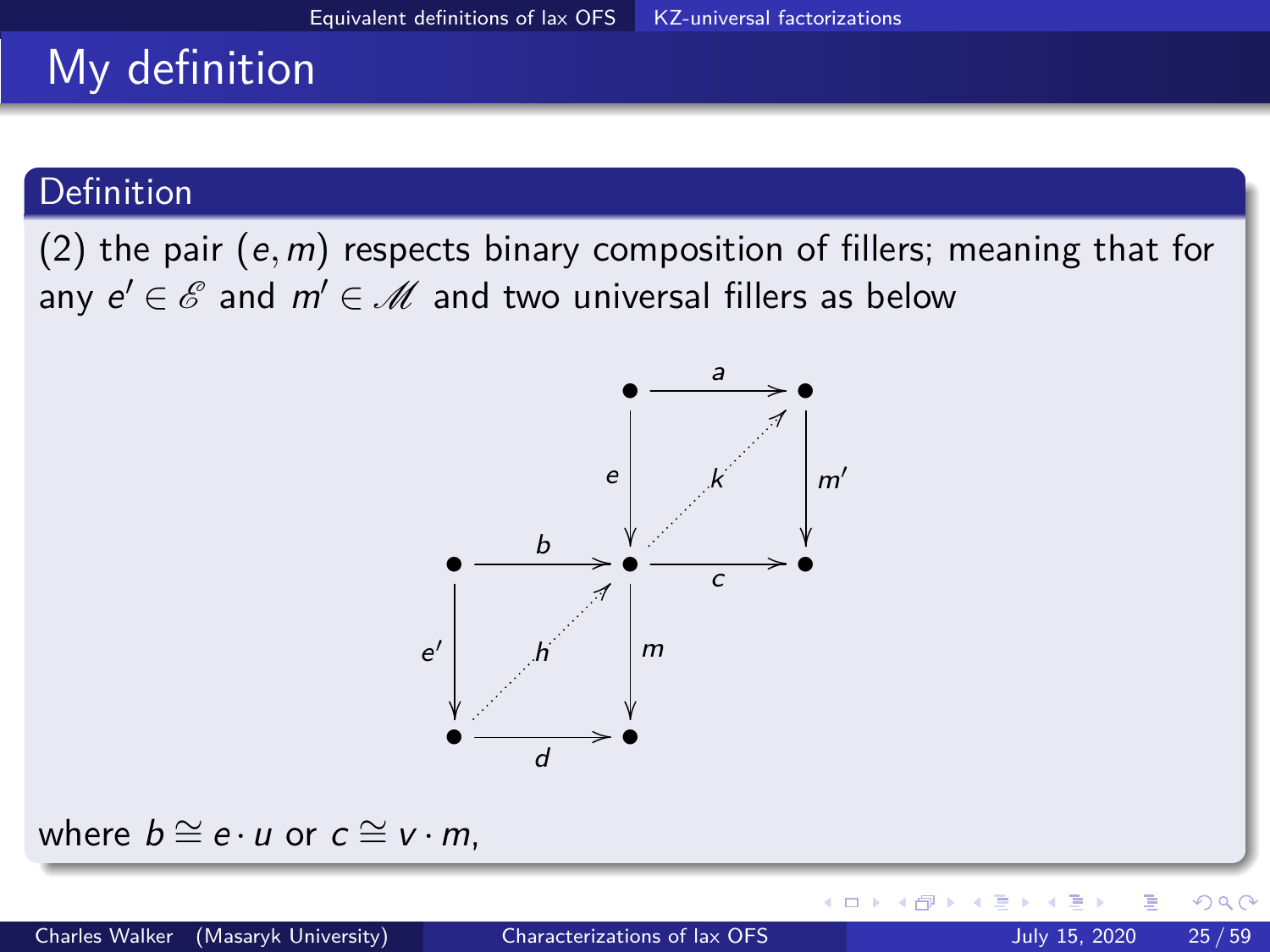# My definition

## Definition

(2) the pair $(e, m)$ respects binary composition of fillers; meaning that for any $e' \in \mathscr{E}$ and $m' \in \mathscr{M}$ and two universal fillers as below

$$
\begin{array}{ccccc}
 & & \bullet & \xrightarrow{a} & \bullet \\
 & & \Big\downarrow e & \overset{k}{\nearrow} & \Big\downarrow m' \\
\bullet & \xrightarrow{b} & \bullet & \xrightarrow{c} & \bullet \\
\Big\downarrow e' & \overset{h}{\nearrow} & \Big\downarrow m & & \\
\bullet & \xrightarrow{d} & \bullet & &
\end{array}
$$

where $b \cong e \cdot u$ or $c \cong v \cdot m$,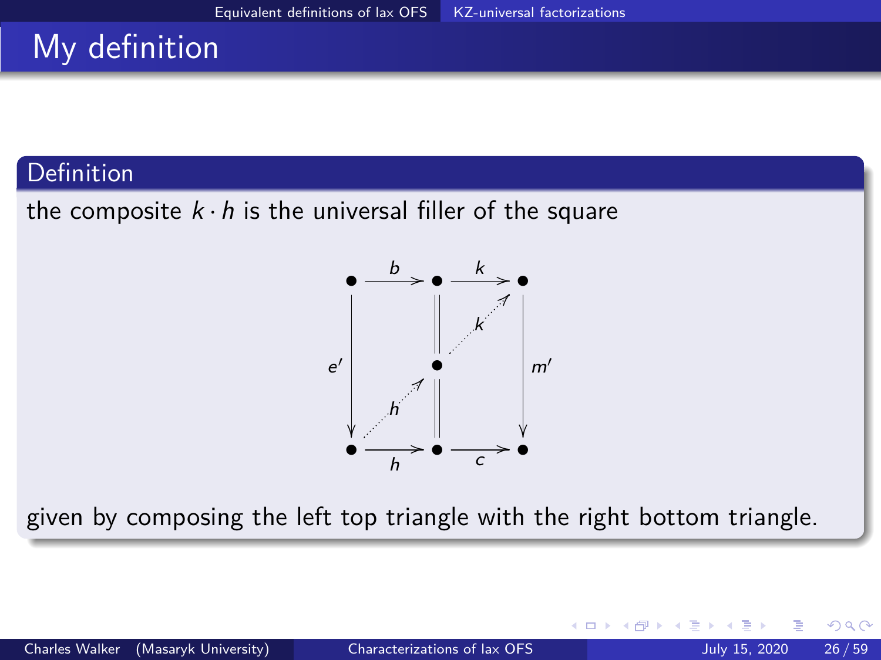# My definition

## Definition

the composite $k \cdot h$ is the universal filler of the square

$$
\begin{array}{ccccc}
\bullet & \xrightarrow{b} & \bullet & \xrightarrow{k} & \bullet \\
{\scriptstyle e'}\downarrow & & \| & \nearrow{\scriptstyle k} & \downarrow{\scriptstyle m'} \\
& & \bullet & & \\
& \nearrow{\scriptstyle h} & \| & & \\
\bullet & \xrightarrow[h]{} & \bullet & \xrightarrow[c]{} & \bullet
\end{array}
$$

given by composing the left top triangle with the right bottom triangle.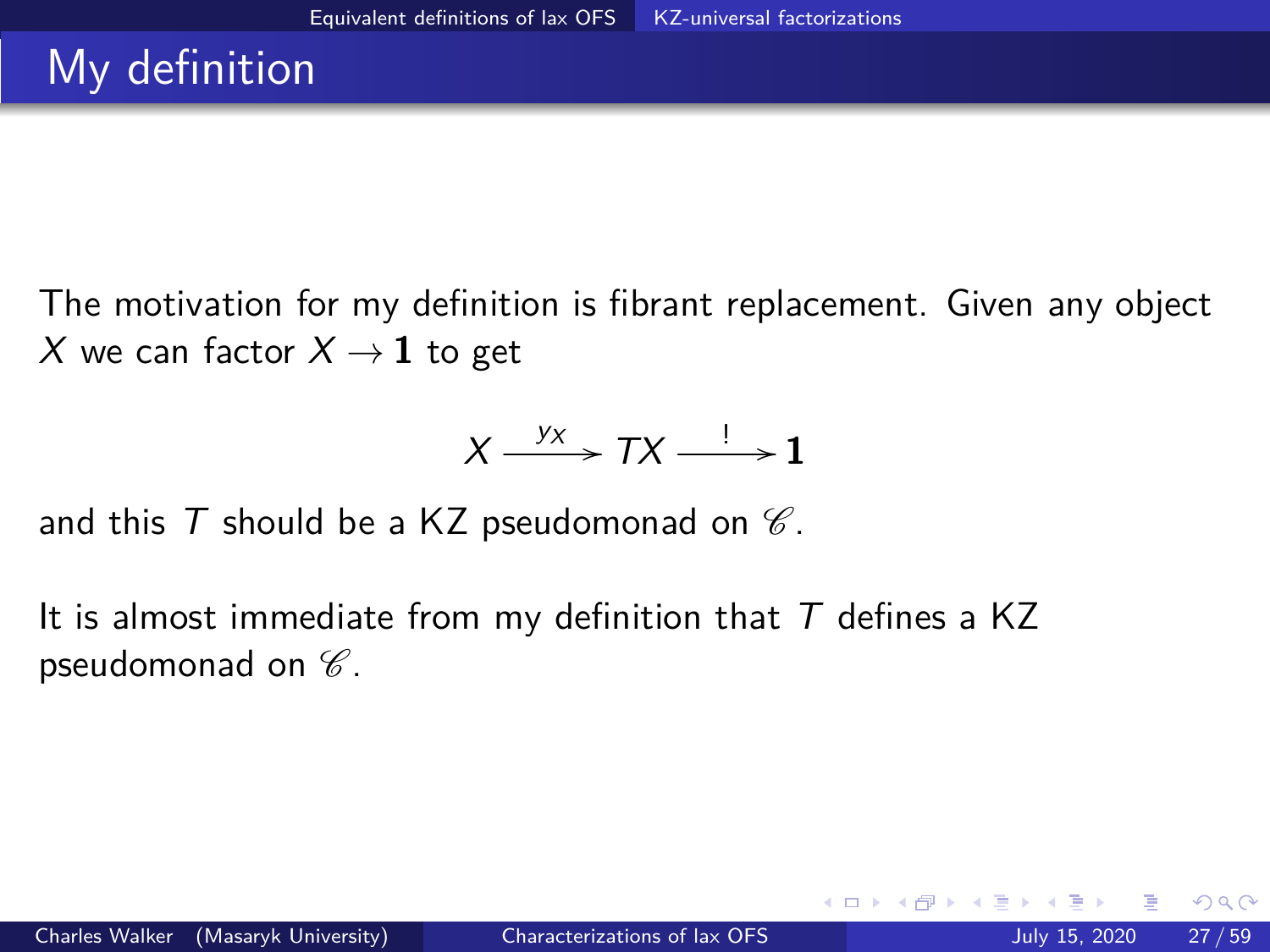# My definition

The motivation for my definition is fibrant replacement. Given any object $X$ we can factor $X \to \mathbf{1}$ to get

$$X \xrightarrow{y_X} TX \xrightarrow{!} \mathbf{1}$$

and this $T$ should be a KZ pseudomonad on $\mathscr{C}$.

It is almost immediate from my definition that $T$ defines a KZ pseudomonad on $\mathscr{C}$.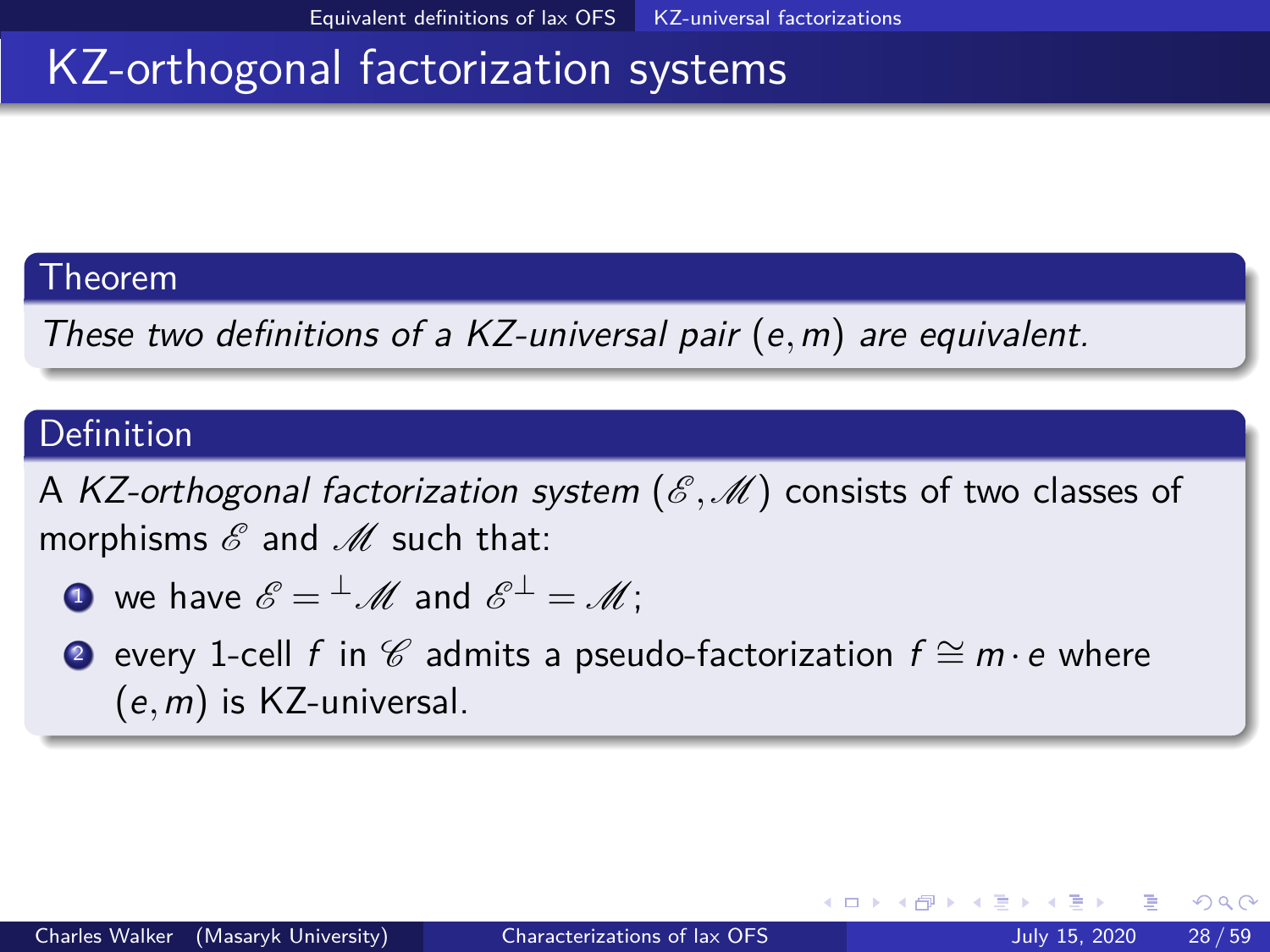# KZ-orthogonal factorization systems

**Theorem**

*These two definitions of a KZ-universal pair $(e, m)$ are equivalent.*

**Definition**

A *KZ-orthogonal factorization system* $(\mathscr{E}, \mathscr{M})$ consists of two classes of morphisms $\mathscr{E}$ and $\mathscr{M}$ such that:

1. we have $\mathscr{E} = {}^{\perp}\mathscr{M}$ and $\mathscr{E}^{\perp} = \mathscr{M}$;
2. every 1-cell $f$ in $\mathscr{C}$ admits a pseudo-factorization $f \cong m \cdot e$ where $(e, m)$ is KZ-universal.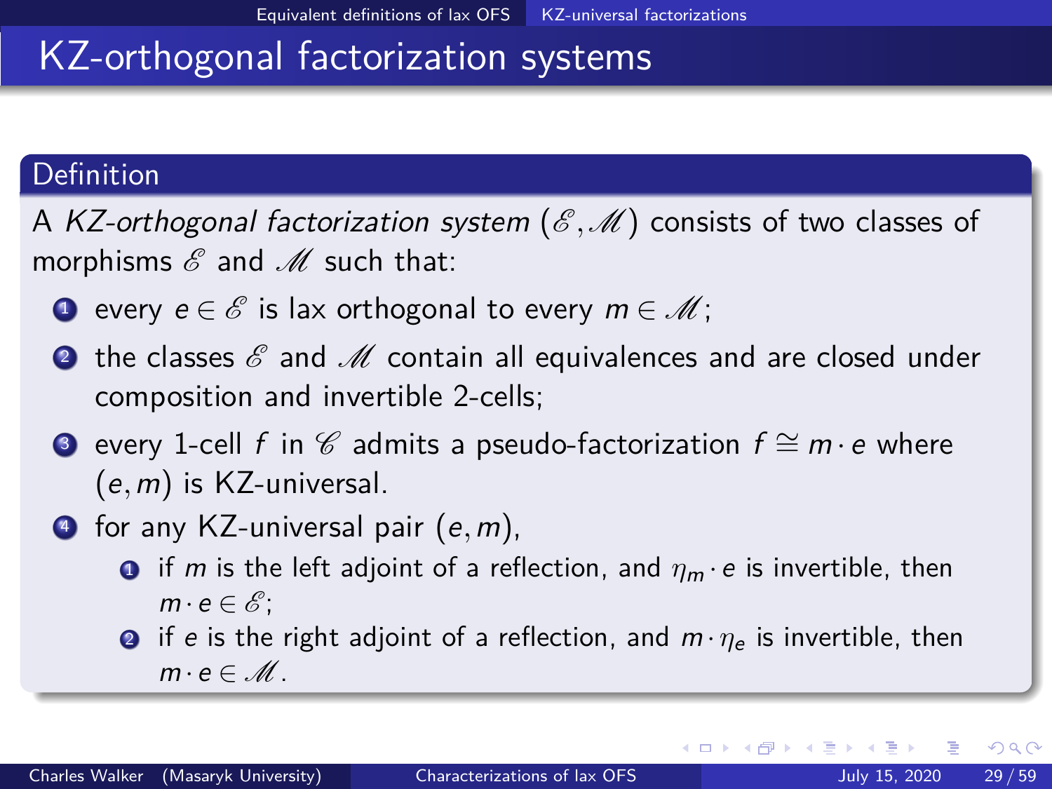# KZ-orthogonal factorization systems

## Definition

A *KZ-orthogonal factorization system* $(\mathscr{E}, \mathscr{M})$ consists of two classes of morphisms $\mathscr{E}$ and $\mathscr{M}$ such that:

1. every $e \in \mathscr{E}$ is lax orthogonal to every $m \in \mathscr{M}$;
2. the classes $\mathscr{E}$ and $\mathscr{M}$ contain all equivalences and are closed under composition and invertible 2-cells;
3. every 1-cell $f$ in $\mathscr{C}$ admits a pseudo-factorization $f \cong m \cdot e$ where $(e, m)$ is KZ-universal.
4. for any KZ-universal pair $(e, m)$,
   1. if $m$ is the left adjoint of a reflection, and $\eta_m \cdot e$ is invertible, then $m \cdot e \in \mathscr{E}$;
   2. if $e$ is the right adjoint of a reflection, and $m \cdot \eta_e$ is invertible, then $m \cdot e \in \mathscr{M}$.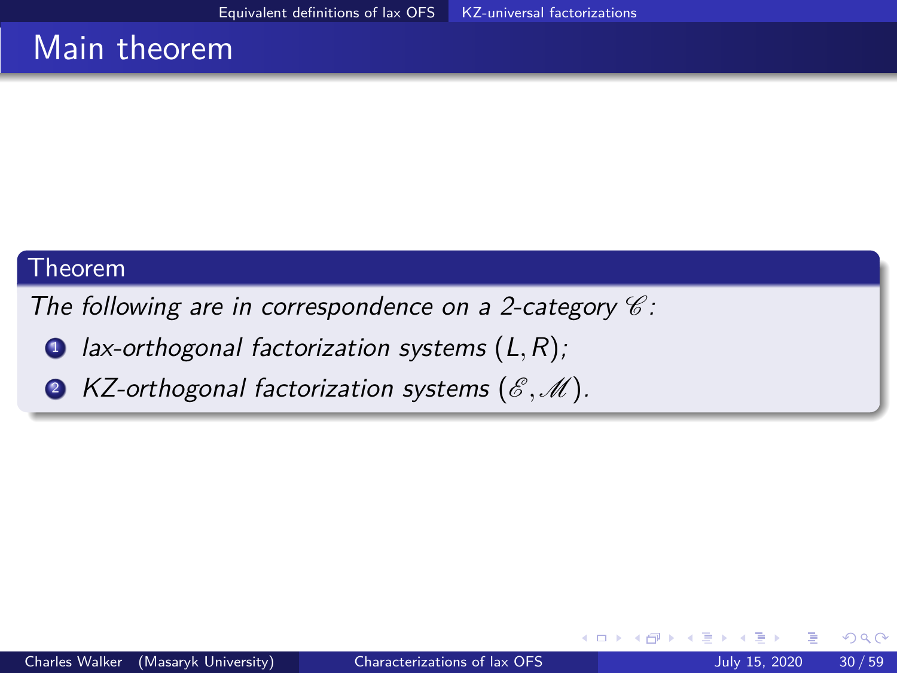# Main theorem

**Theorem**

*The following are in correspondence on a 2-category $\mathscr{C}$:*

1. *lax-orthogonal factorization systems $(L, R)$;*
2. *KZ-orthogonal factorization systems $(\mathscr{E}, \mathscr{M})$.*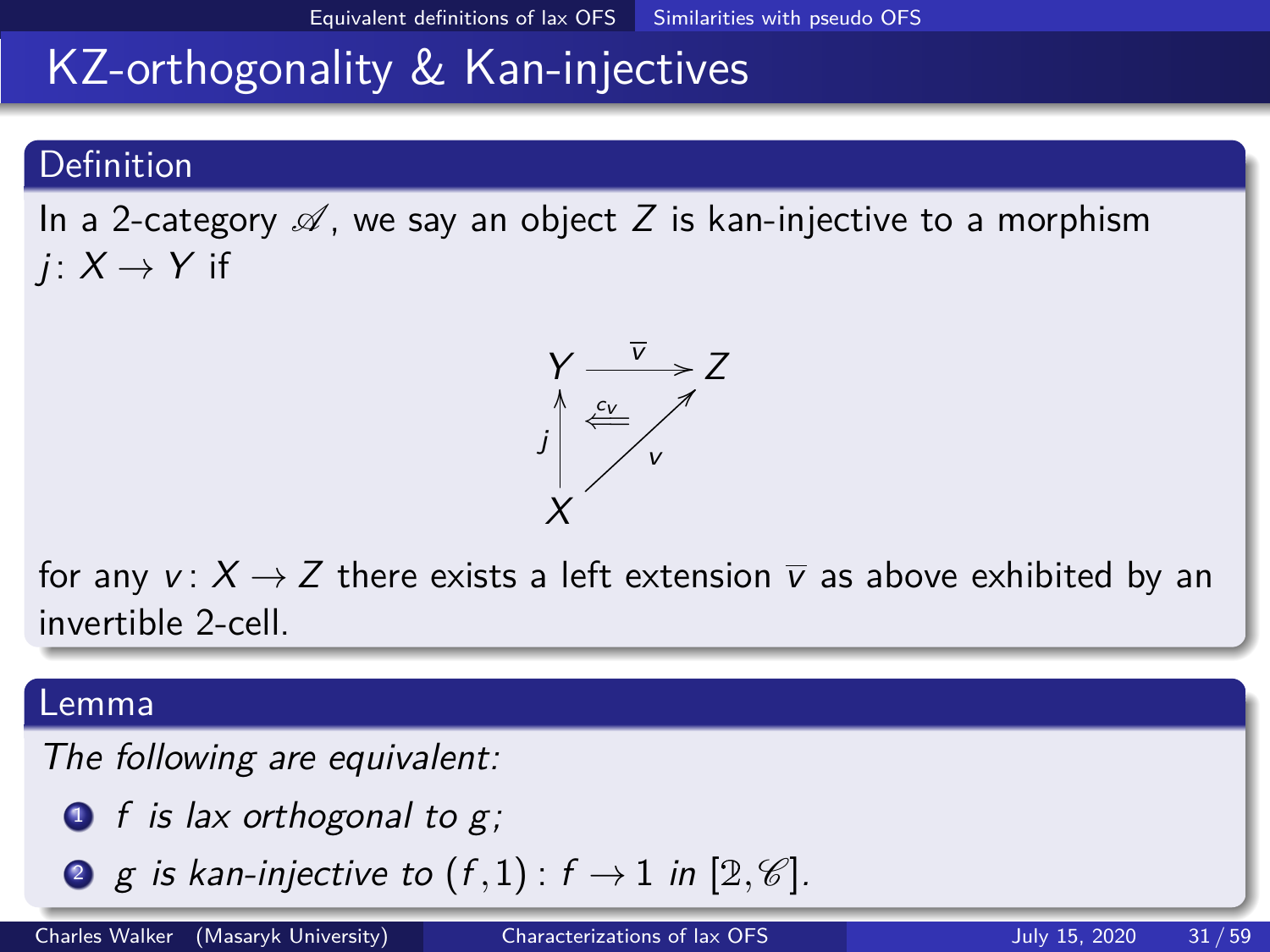# KZ-orthogonality & Kan-injectives

## Definition

In a 2-category $\mathscr{A}$, we say an object $Z$ is kan-injective to a morphism $j\colon X \to Y$ if

$$\begin{array}{ccc} Y & \xrightarrow{\overline{v}} & Z \\ {\scriptstyle j}\uparrow & \overset{c_v}{\Longleftarrow} & \nearrow{\scriptstyle v} \\ X & & \end{array}$$

for any $v\colon X \to Z$ there exists a left extension $\overline{v}$ as above exhibited by an invertible 2-cell.

## Lemma

*The following are equivalent:*

1. *$f$ is lax orthogonal to $g$;*
2. *$g$ is kan-injective to $(f,1)\colon f \to 1$ in $[\mathfrak{2},\mathscr{C}]$.*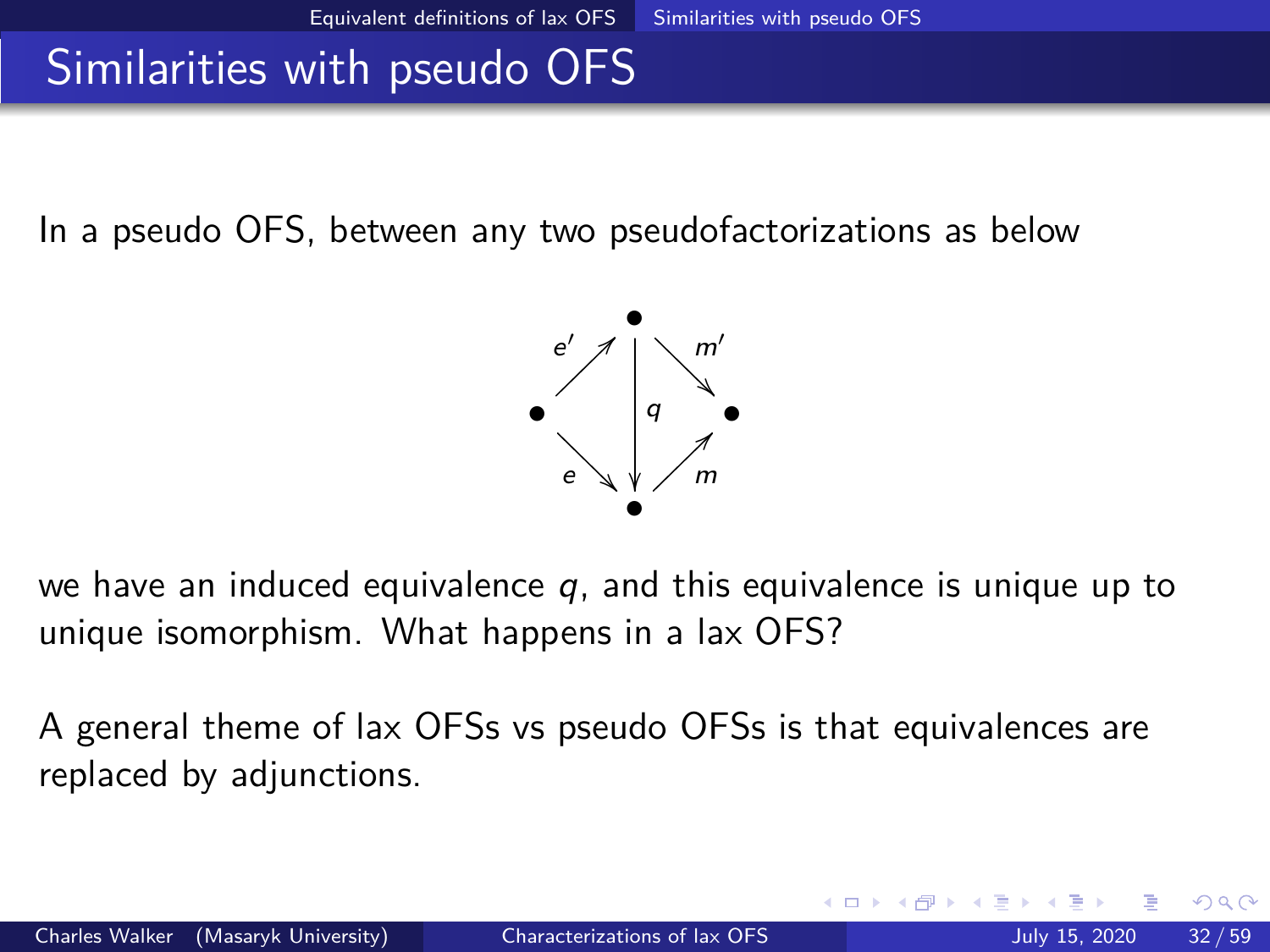# Similarities with pseudo OFS

In a pseudo OFS, between any two pseudofactorizations as below

$$
\begin{array}{ccccc}
 & & \bullet & & \\
 & \overset{e'}{\nearrow} & & \overset{m'}{\searrow} & \\
\bullet & & \Big\downarrow q & & \bullet \\
 & \underset{e}{\searrow} & & \underset{m}{\nearrow} & \\
 & & \bullet & &
\end{array}
$$

we have an induced equivalence $q$, and this equivalence is unique up to unique isomorphism. What happens in a lax OFS?

A general theme of lax OFSs vs pseudo OFSs is that equivalences are replaced by adjunctions.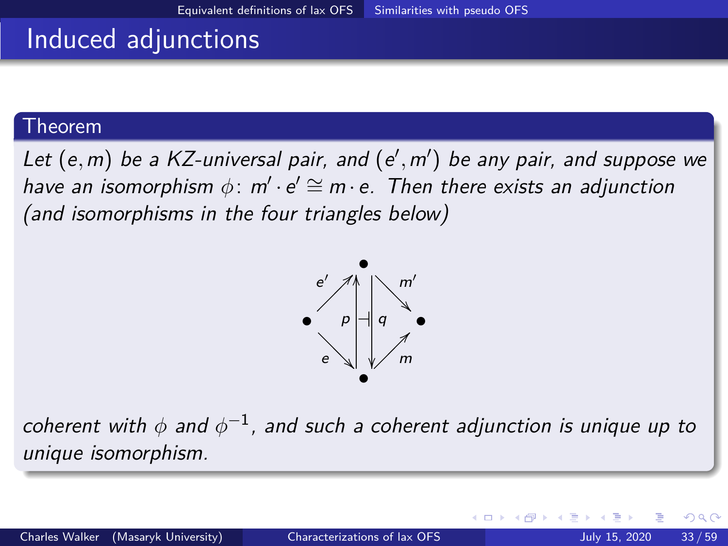# Induced adjunctions

**Theorem**

*Let $(e, m)$ be a KZ-universal pair, and $(e', m')$ be any pair, and suppose we have an isomorphism $\phi \colon m' \cdot e' \cong m \cdot e$. Then there exists an adjunction (and isomorphisms in the four triangles below)*

$$\begin{array}{ccccc} & & \bullet & & \\ & \overset{e'}{\nearrow} & p \uparrow \dashv \downarrow q & \overset{m'}{\searrow} & \\ \bullet & & & & \bullet \\ & \underset{e}{\searrow} & & \underset{m}{\nearrow} & \\ & & \bullet & & \end{array}$$

*coherent with $\phi$ and $\phi^{-1}$, and such a coherent adjunction is unique up to unique isomorphism.*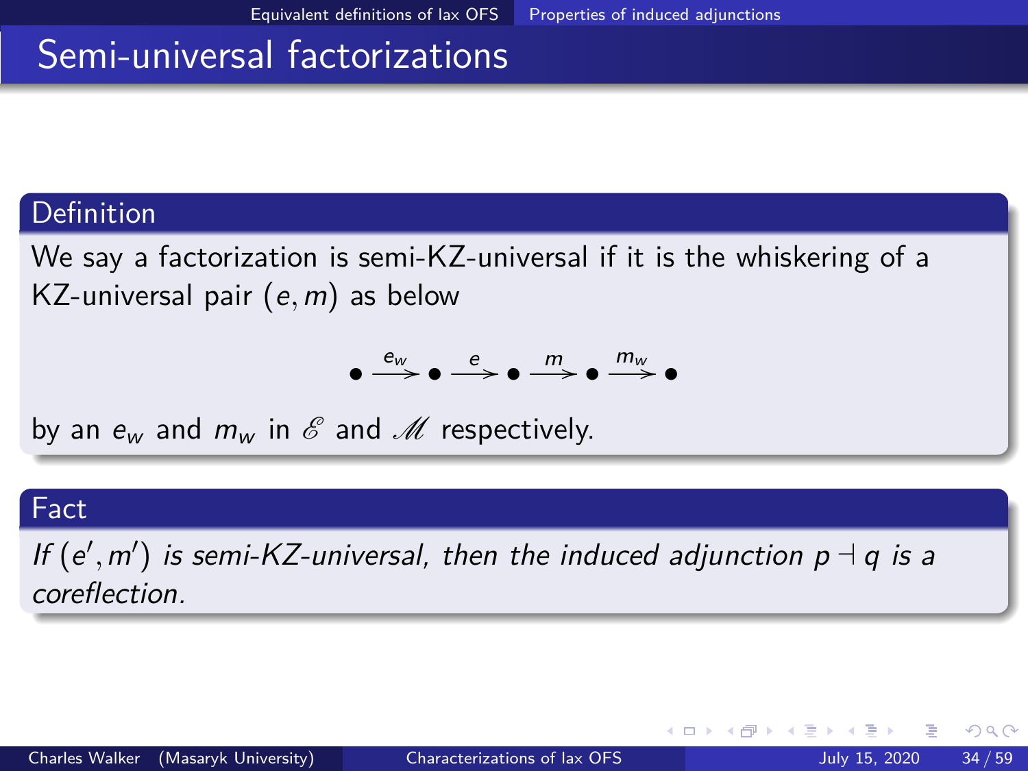# Semi-universal factorizations

### Definition

We say a factorization is semi-KZ-universal if it is the whiskering of a KZ-universal pair $(e, m)$ as below

$$\bullet \xrightarrow{e_w} \bullet \xrightarrow{e} \bullet \xrightarrow{m} \bullet \xrightarrow{m_w} \bullet$$

by an $e_w$ and $m_w$ in $\mathscr{E}$ and $\mathscr{M}$ respectively.

### Fact

*If $(e', m')$ is semi-KZ-universal, then the induced adjunction $p \dashv q$ is a coreflection.*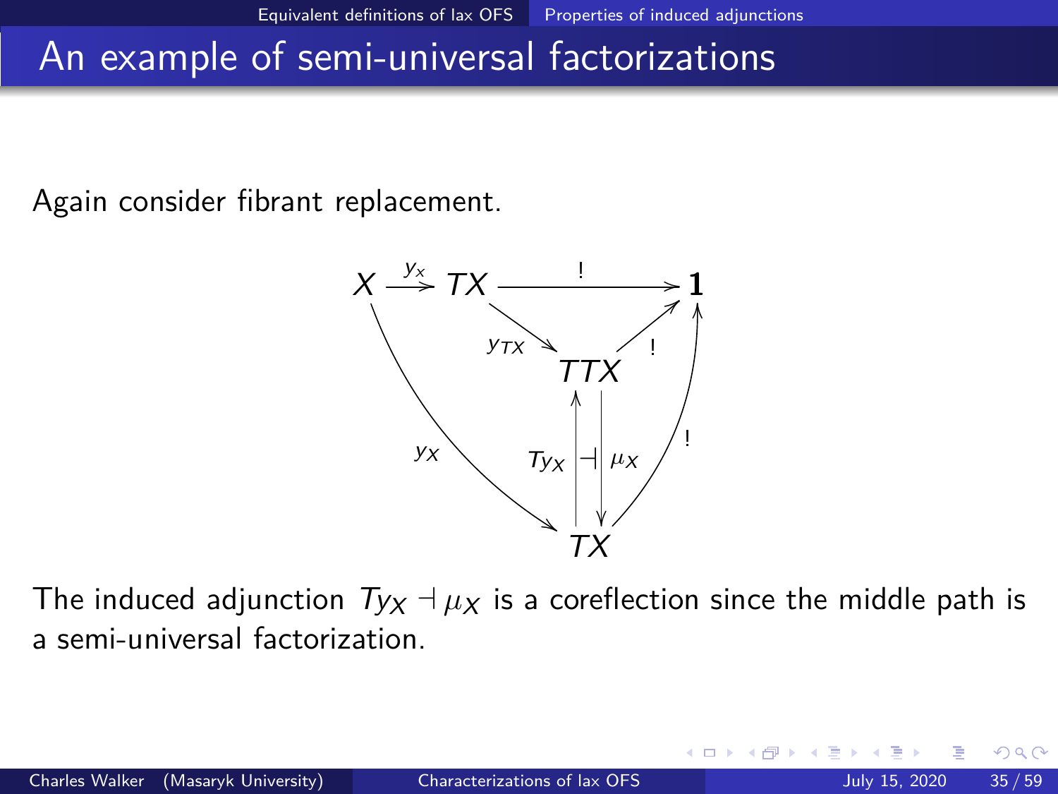# An example of semi-universal factorizations

Again consider fibrant replacement.

$$
\begin{array}{ccccc}
X & \xrightarrow{y_X} & TX & \xrightarrow{\;\;!\;\;} & \mathbf{1} \\
& & {\scriptstyle y_{TX}} \searrow & & \nearrow {\scriptstyle !} \\
& & & TTX & \\
& {\scriptstyle y_X} \searrow & {\scriptstyle Ty_X} \uparrow & \dashv & \downarrow {\scriptstyle \mu_X} \quad \nearrow {\scriptstyle !} \\
& & & TX &
\end{array}
$$

The induced adjunction $Ty_X \dashv \mu_X$ is a coreflection since the middle path is a semi-universal factorization.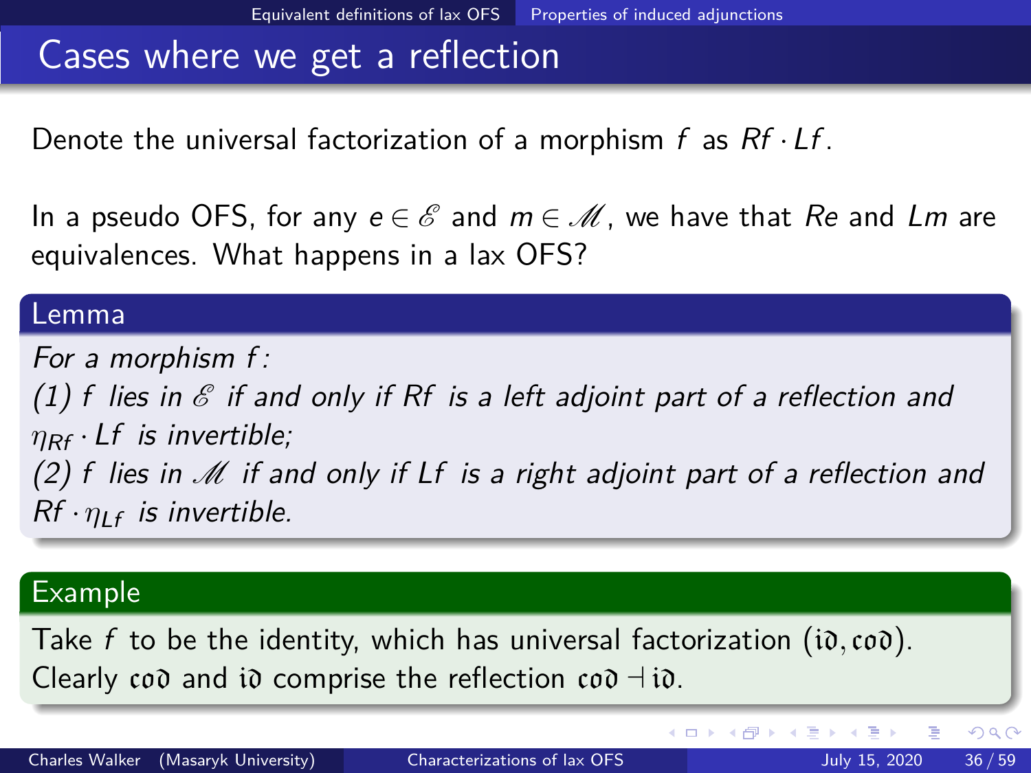# Cases where we get a reflection

Denote the universal factorization of a morphism $f$ as $Rf \cdot Lf$.

In a pseudo OFS, for any $e \in \mathscr{E}$ and $m \in \mathscr{M}$, we have that $Re$ and $Lm$ are equivalences. What happens in a lax OFS?

**Lemma**

*For a morphism $f$:*
*(1) $f$ lies in $\mathscr{E}$ if and only if $Rf$ is a left adjoint part of a reflection and $\eta_{Rf} \cdot Lf$ is invertible;*
*(2) $f$ lies in $\mathscr{M}$ if and only if $Lf$ is a right adjoint part of a reflection and $Rf \cdot \eta_{Lf}$ is invertible.*

**Example**

Take $f$ to be the identity, which has universal factorization $(\mathfrak{id}, \mathfrak{cod})$. Clearly $\mathfrak{cod}$ and $\mathfrak{id}$ comprise the reflection $\mathfrak{cod} \dashv \mathfrak{id}$.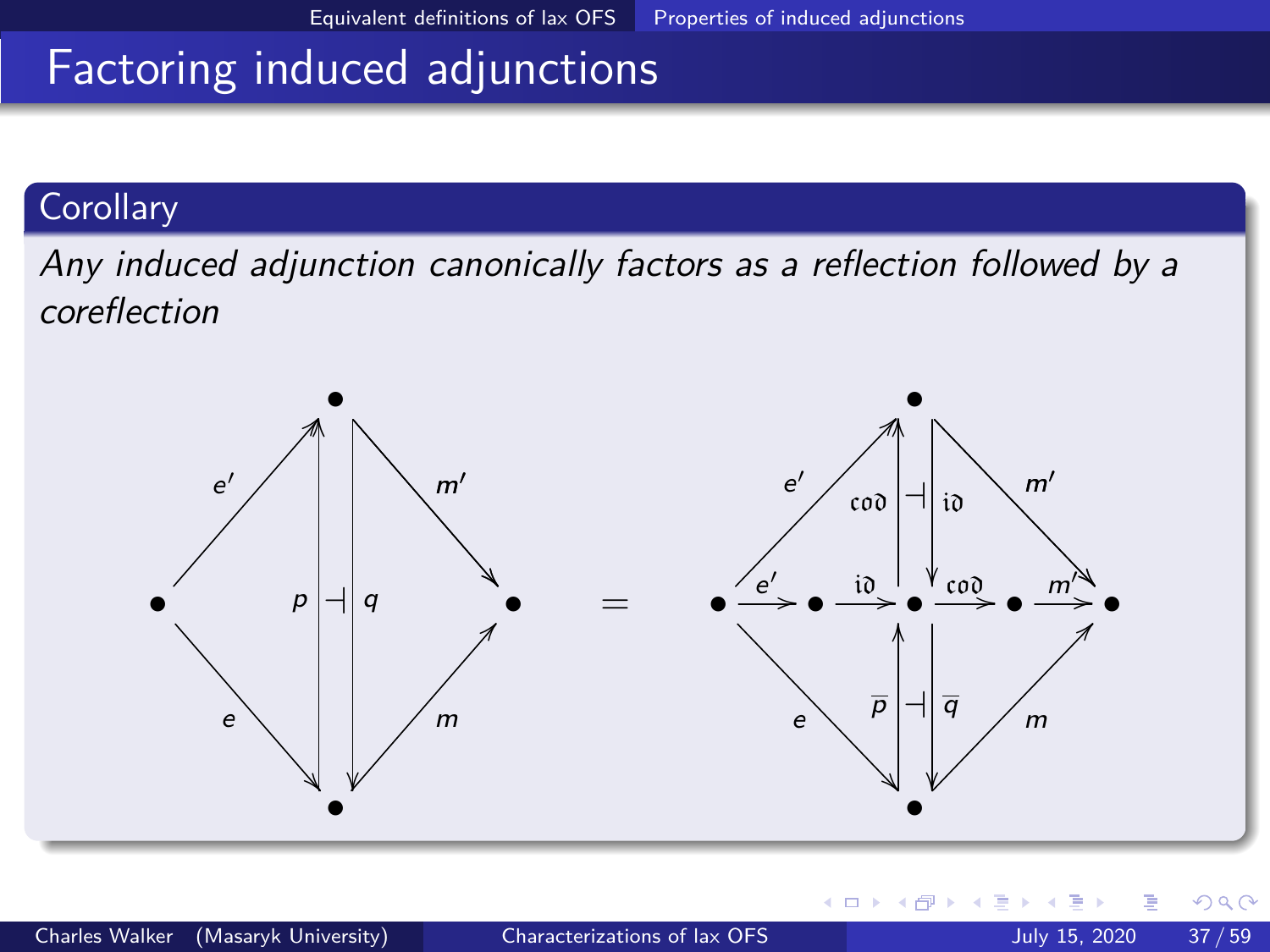# Factoring induced adjunctions

## Corollary

*Any induced adjunction canonically factors as a reflection followed by a coreflection*

$$
\begin{array}{c}
\text{Left diagram: } e' , m', e, m, \; p \dashv q \\
= \\
\text{Right diagram: } e', \; \mathfrak{cod} \dashv \mathfrak{id}, \; m', \; e', \; \mathfrak{id}, \; \mathfrak{cod}, \; m', \; e, \; \overline{p} \dashv \overline{q}, \; m
\end{array}
$$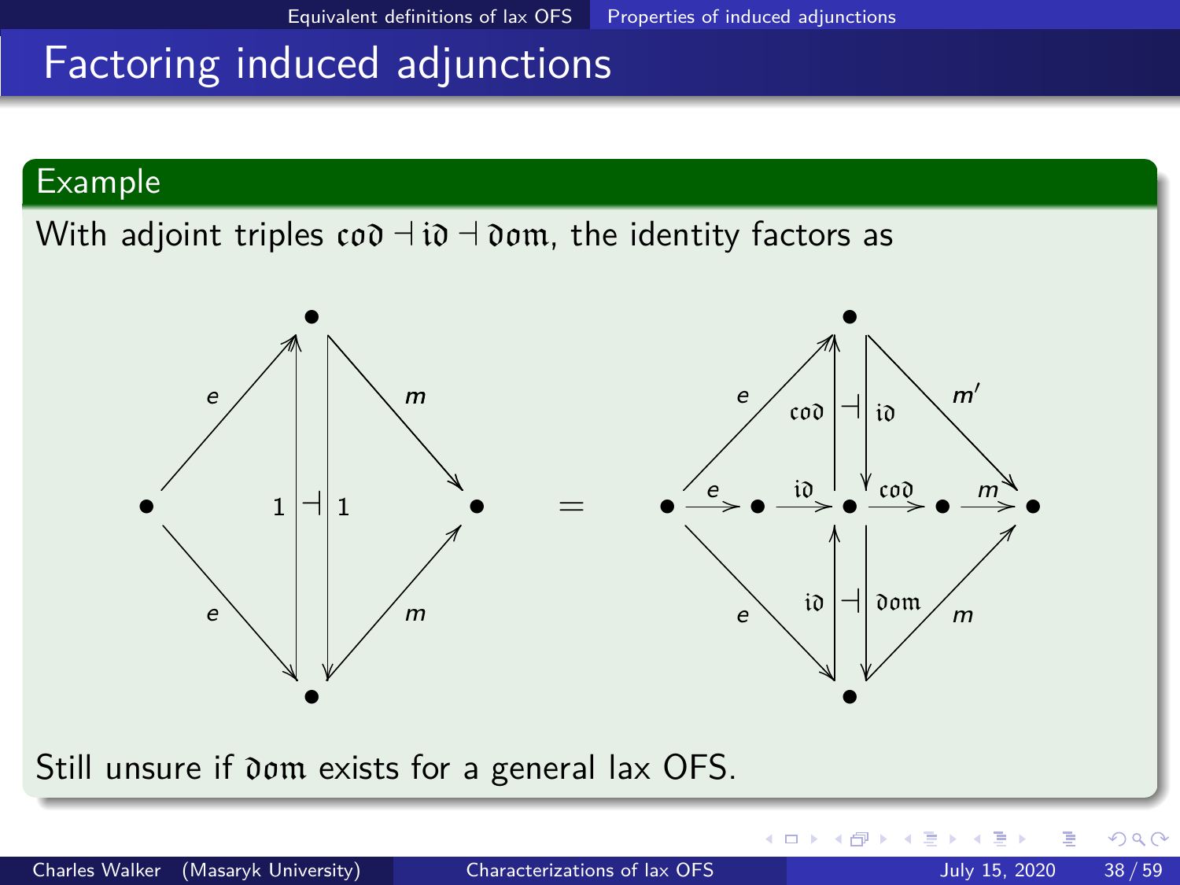# Factoring induced adjunctions

## Example

With adjoint triples $\mathfrak{cod} \dashv \mathfrak{id} \dashv \mathfrak{dom}$, the identity factors as

Still unsure if $\mathfrak{dom}$ exists for a general lax OFS.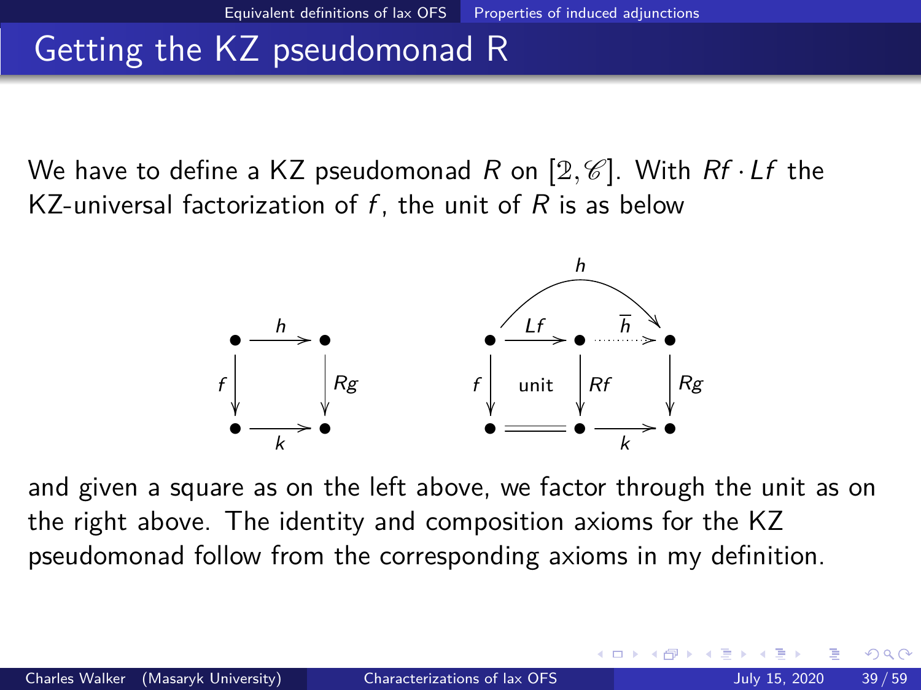# Getting the KZ pseudomonad R

We have to define a KZ pseudomonad $R$ on $[\mathfrak{2}, \mathscr{C}]$. With $Rf \cdot Lf$ the KZ-universal factorization of $f$, the unit of $R$ is as below

$$
\begin{array}{ccc}
\bullet & \xrightarrow{h} & \bullet \\
{\scriptstyle f}\downarrow & & \downarrow{\scriptstyle Rg} \\
\bullet & \xrightarrow[k]{} & \bullet
\end{array}
\qquad\qquad
\begin{array}{ccccc}
\bullet & \xrightarrow{Lf} & \bullet & \xrightarrow{\overline{h}} & \bullet \\
{\scriptstyle f}\downarrow & \text{unit} & \downarrow{\scriptstyle Rf} & & \downarrow{\scriptstyle Rg} \\
\bullet & = & \bullet & \xrightarrow[k]{} & \bullet
\end{array}
\quad (\overline{h} \cdot Lf = h)
$$

and given a square as on the left above, we factor through the unit as on the right above. The identity and composition axioms for the KZ pseudomonad follow from the corresponding axioms in my definition.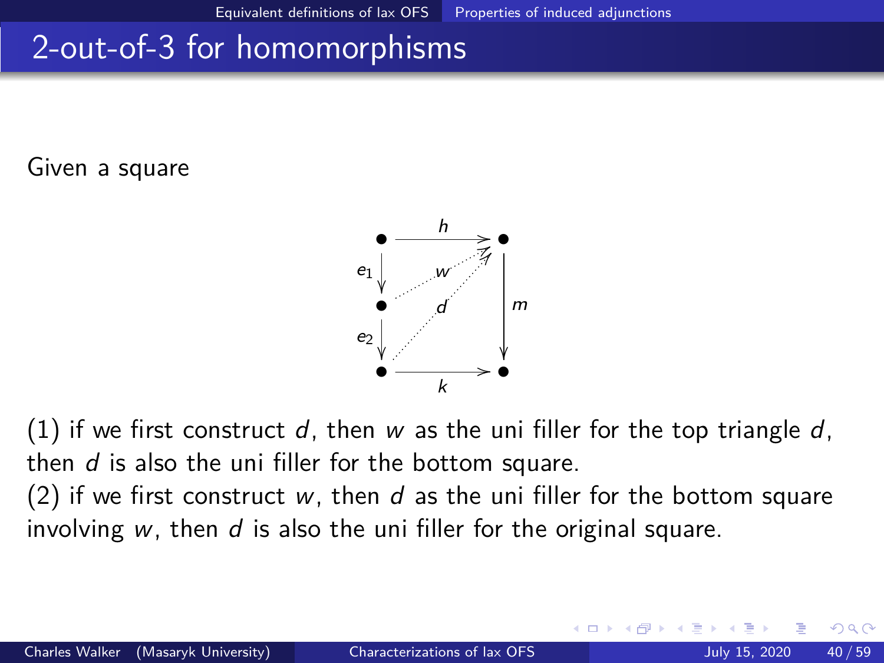# 2-out-of-3 for homomorphisms

Given a square

$$
\begin{array}{ccc}
\bullet & \xrightarrow{h} & \bullet \\
{\scriptstyle e_1}\downarrow & \overset{w}{\nearrow} & \\
\bullet & \overset{d}{\nearrow} & \downarrow{\scriptstyle m} \\
{\scriptstyle e_2}\downarrow & & \\
\bullet & \xrightarrow[k]{} & \bullet
\end{array}
$$

(1) if we first construct $d$, then $w$ as the uni filler for the top triangle $d$, then $d$ is also the uni filler for the bottom square.
(2) if we first construct $w$, then $d$ as the uni filler for the bottom square involving $w$, then $d$ is also the uni filler for the original square.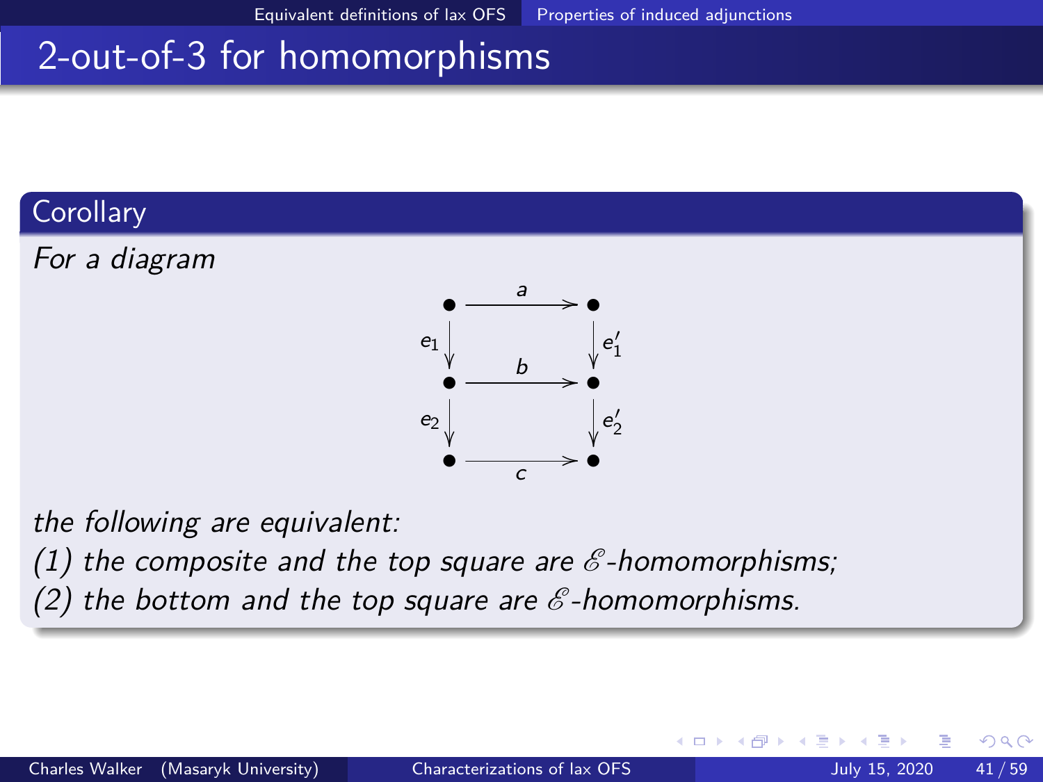# 2-out-of-3 for homomorphisms

## Corollary

*For a diagram*

$$\begin{array}{ccc} \bullet & \xrightarrow{a} & \bullet \\ {\scriptstyle e_1}\downarrow & & \downarrow{\scriptstyle e_1'} \\ \bullet & \xrightarrow{b} & \bullet \\ {\scriptstyle e_2}\downarrow & & \downarrow{\scriptstyle e_2'} \\ \bullet & \xrightarrow[c]{} & \bullet \end{array}$$

*the following are equivalent:*

*(1) the composite and the top square are $\mathscr{E}$-homomorphisms;*

*(2) the bottom and the top square are $\mathscr{E}$-homomorphisms.*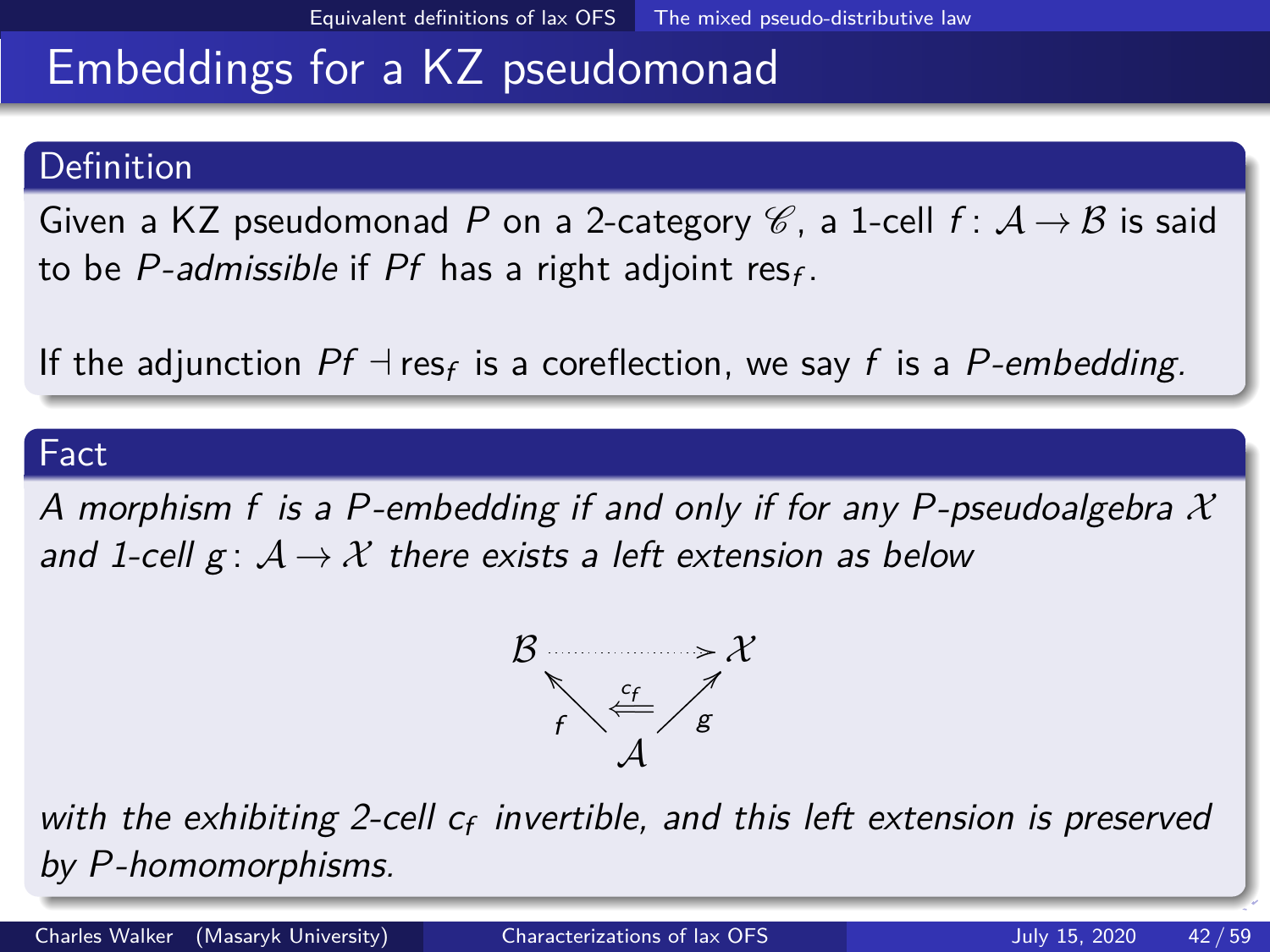# Embeddings for a KZ pseudomonad

## Definition

Given a KZ pseudomonad $P$ on a 2-category $\mathscr{C}$, a 1-cell $f\colon \mathcal{A} \to \mathcal{B}$ is said to be *P-admissible* if $Pf$ has a right adjoint $\mathrm{res}_f$.

If the adjunction $Pf \dashv \mathrm{res}_f$ is a coreflection, we say $f$ is a *P-embedding.*

## Fact

*A morphism $f$ is a $P$-embedding if and only if for any $P$-pseudoalgebra $\mathcal{X}$ and 1-cell $g\colon \mathcal{A} \to \mathcal{X}$ there exists a left extension as below*

$$
\begin{array}{ccc}
\mathcal{B} & \cdots\cdots\cdots\cdots\cdots\cdots\cdots\cdots\!> & \mathcal{X} \\
{\scriptstyle f}\nwarrow & \overset{c_f}{\Longleftarrow} & \nearrow{\scriptstyle g} \\
& \mathcal{A} &
\end{array}
$$

*with the exhibiting 2-cell $c_f$ invertible, and this left extension is preserved by $P$-homomorphisms.*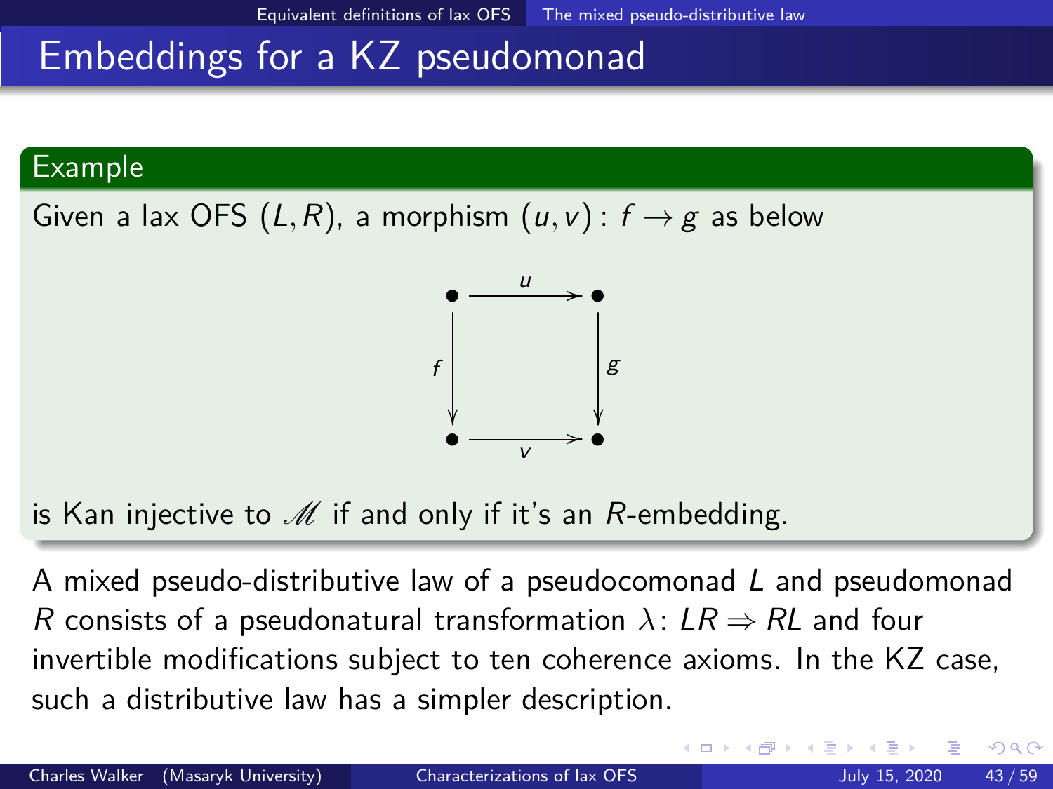# Embeddings for a KZ pseudomonad

**Example**

Given a lax OFS $(L, R)$, a morphism $(u, v) \colon f \to g$ as below

$$\begin{array}{ccc} \bullet & \xrightarrow{u} & \bullet \\ {\scriptstyle f}\downarrow & & \downarrow{\scriptstyle g} \\ \bullet & \xrightarrow[v]{} & \bullet \end{array}$$

is Kan injective to $\mathscr{M}$ if and only if it's an $R$-embedding.

A mixed pseudo-distributive law of a pseudocomonad $L$ and pseudomonad $R$ consists of a pseudonatural transformation $\lambda \colon LR \Rightarrow RL$ and four invertible modifications subject to ten coherence axioms. In the KZ case, such a distributive law has a simpler description.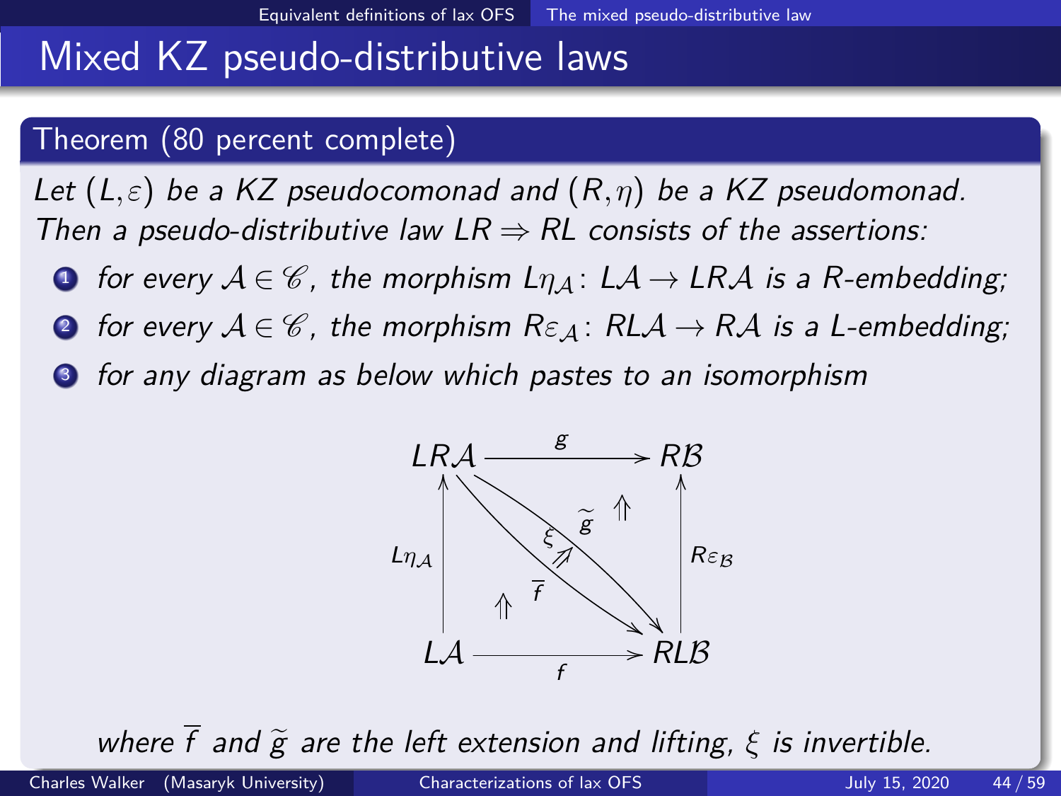# Mixed KZ pseudo-distributive laws

**Theorem (80 percent complete)**

*Let $(L, \varepsilon)$ be a KZ pseudocomonad and $(R, \eta)$ be a KZ pseudomonad. Then a pseudo-distributive law $LR \Rightarrow RL$ consists of the assertions:*

1. *for every $\mathcal{A} \in \mathscr{C}$, the morphism $L\eta_{\mathcal{A}} \colon L\mathcal{A} \to LR\mathcal{A}$ is a R-embedding;*
2. *for every $\mathcal{A} \in \mathscr{C}$, the morphism $R\varepsilon_{\mathcal{A}} \colon RL\mathcal{A} \to R\mathcal{A}$ is a L-embedding;*
3. *for any diagram as below which pastes to an isomorphism*

$$
\begin{array}{ccc}
LR\mathcal{A} & \xrightarrow{\quad g \quad} & R\mathcal{B} \\
\uparrow{\scriptstyle L\eta_{\mathcal{A}}} & \overline{f},\ \widetilde{g} \colon LR\mathcal{A} \to RL\mathcal{B},\quad \xi \colon \overline{f} \Rightarrow \widetilde{g} & \uparrow{\scriptstyle R\varepsilon_{\mathcal{B}}} \\
L\mathcal{A} & \xrightarrow{\quad f \quad} & RL\mathcal{B}
\end{array}
$$

*where $\overline{f}$ and $\widetilde{g}$ are the left extension and lifting, $\xi$ is invertible.*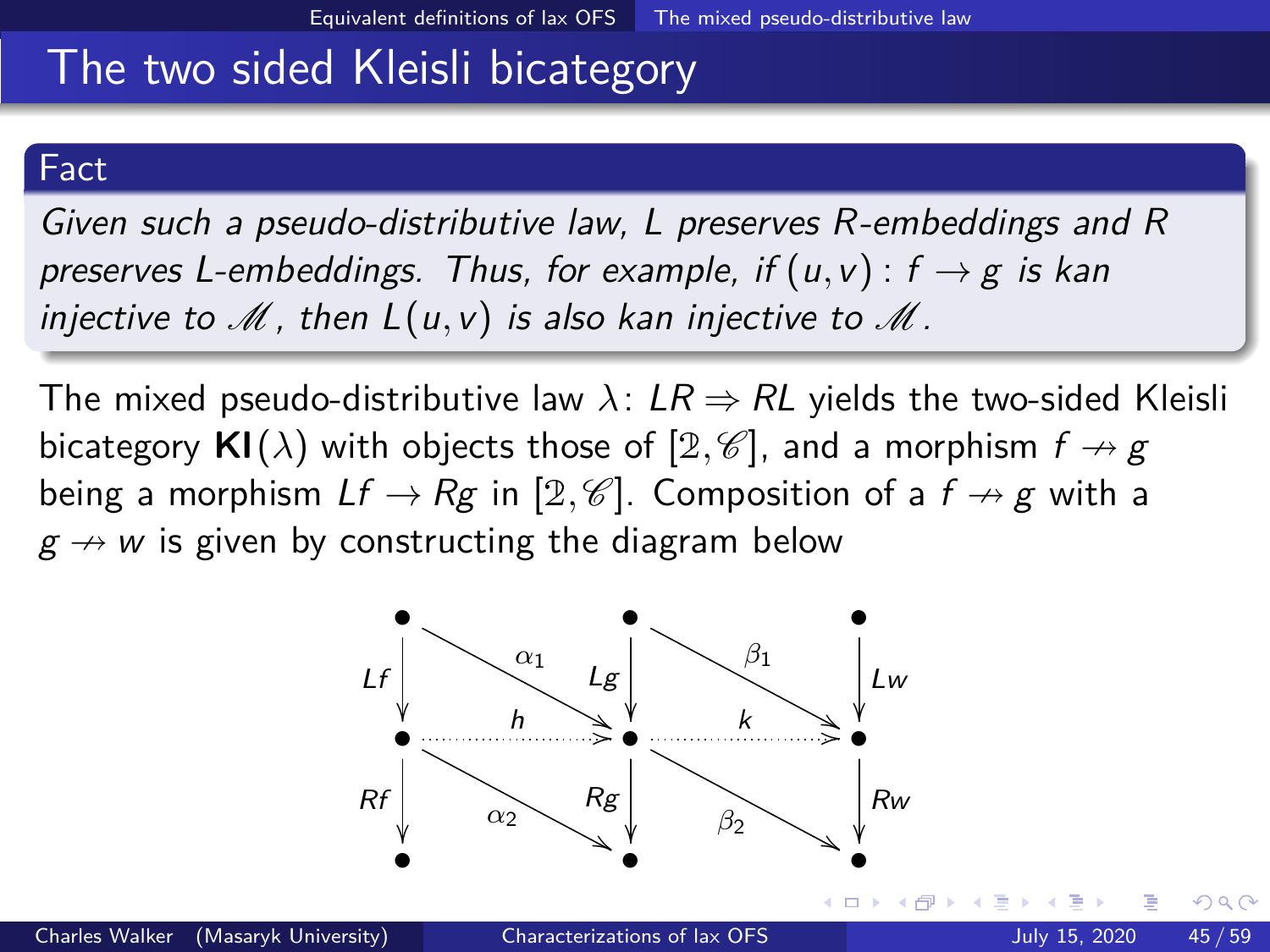# The two sided Kleisli bicategory

**Fact**

*Given such a pseudo-distributive law, $L$ preserves $R$-embeddings and $R$ preserves $L$-embeddings. Thus, for example, if $(u,v) : f \to g$ is kan injective to $\mathscr{M}$, then $L(u,v)$ is also kan injective to $\mathscr{M}$.*

The mixed pseudo-distributive law $\lambda \colon LR \Rightarrow RL$ yields the two-sided Kleisli bicategory $\mathbf{Kl}(\lambda)$ with objects those of $[\mathbb{2}, \mathscr{C}]$, and a morphism $f \nrightarrow g$ being a morphism $Lf \to Rg$ in $[\mathbb{2}, \mathscr{C}]$. Composition of a $f \nrightarrow g$ with a $g \nrightarrow w$ is given by constructing the diagram below

$$
\begin{array}{ccccc}
\bullet & & \bullet & & \bullet \\
\downarrow{\scriptstyle Lf} & \searrow^{\alpha_1} & \downarrow{\scriptstyle Lg} & \searrow^{\beta_1} & \downarrow{\scriptstyle Lw} \\
\bullet & \overset{h}{\dashrightarrow} & \bullet & \overset{k}{\dashrightarrow} & \bullet \\
\downarrow{\scriptstyle Rf} & \searrow_{\alpha_2} & \downarrow{\scriptstyle Rg} & \searrow_{\beta_2} & \downarrow{\scriptstyle Rw} \\
\bullet & & \bullet & & \bullet
\end{array}
$$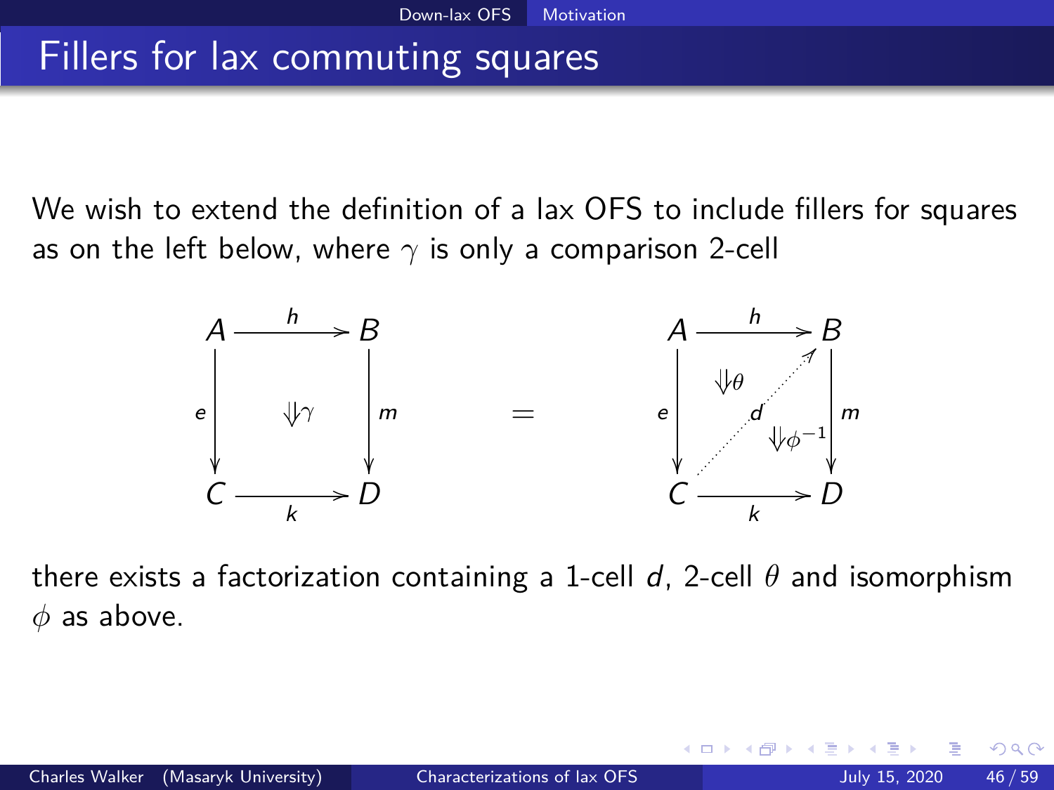# Fillers for lax commuting squares

We wish to extend the definition of a lax OFS to include fillers for squares as on the left below, where $\gamma$ is only a comparison 2-cell

$$
\begin{array}{ccc}
A & \xrightarrow{h} & B \\
{\scriptstyle e}\downarrow & \Downarrow\gamma & \downarrow{\scriptstyle m} \\
C & \xrightarrow[k]{} & D
\end{array}
\quad = \quad
\begin{array}{ccc}
A & \xrightarrow{h} & B \\
{\scriptstyle e}\downarrow & \Downarrow\theta \quad \nearrow^{d} \quad \Downarrow\phi^{-1} & \downarrow{\scriptstyle m} \\
C & \xrightarrow[k]{} & D
\end{array}
$$

there exists a factorization containing a 1-cell $d$, 2-cell $\theta$ and isomorphism $\phi$ as above.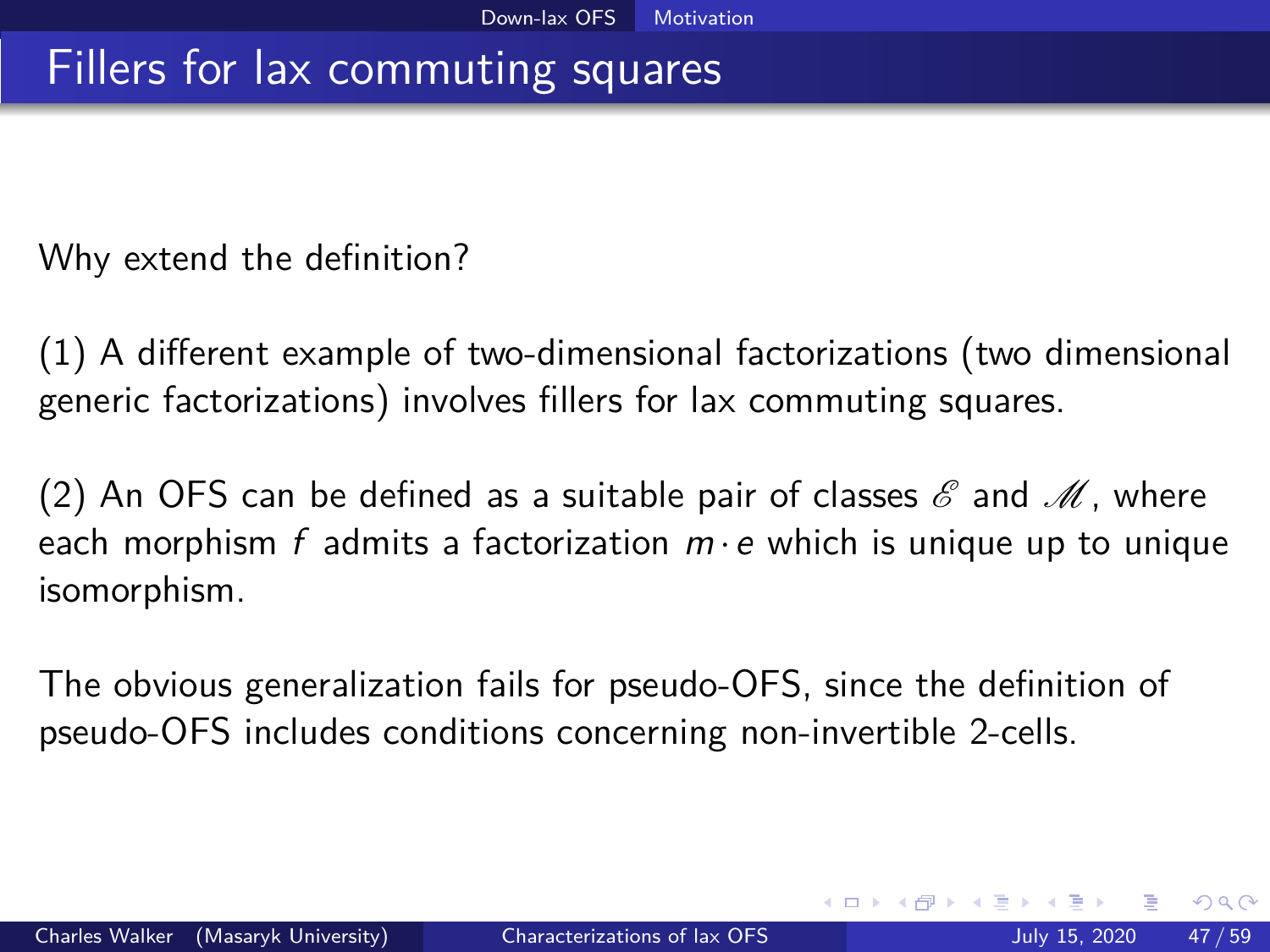# Fillers for lax commuting squares

Why extend the definition?

(1) A different example of two-dimensional factorizations (two dimensional generic factorizations) involves fillers for lax commuting squares.

(2) An OFS can be defined as a suitable pair of classes $\mathscr{E}$ and $\mathscr{M}$, where each morphism $f$ admits a factorization $m \cdot e$ which is unique up to unique isomorphism.

The obvious generalization fails for pseudo-OFS, since the definition of pseudo-OFS includes conditions concerning non-invertible 2-cells.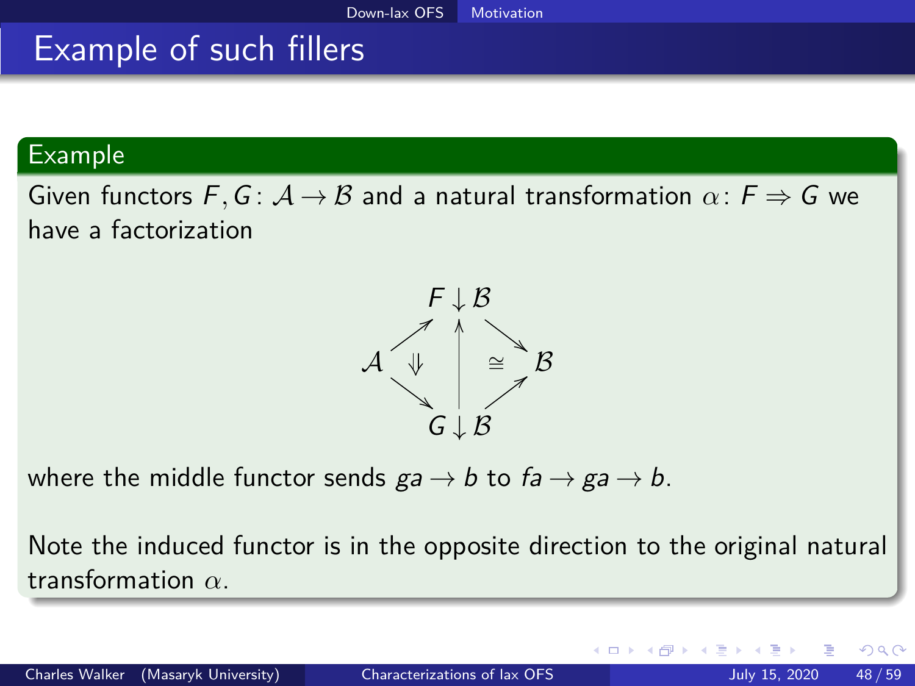# Example of such fillers

**Example**

Given functors $F, G \colon \mathcal{A} \to \mathcal{B}$ and a natural transformation $\alpha \colon F \Rightarrow G$ we have a factorization

$$
\begin{array}{ccccc}
 & & F \downarrow \mathcal{B} & & \\
 & \nearrow & \uparrow & \searrow & \\
\mathcal{A} & \Downarrow & & \cong & \mathcal{B} \\
 & \searrow & & \nearrow & \\
 & & G \downarrow \mathcal{B} & &
\end{array}
$$

where the middle functor sends $ga \to b$ to $fa \to ga \to b$.

Note the induced functor is in the opposite direction to the original natural transformation $\alpha$.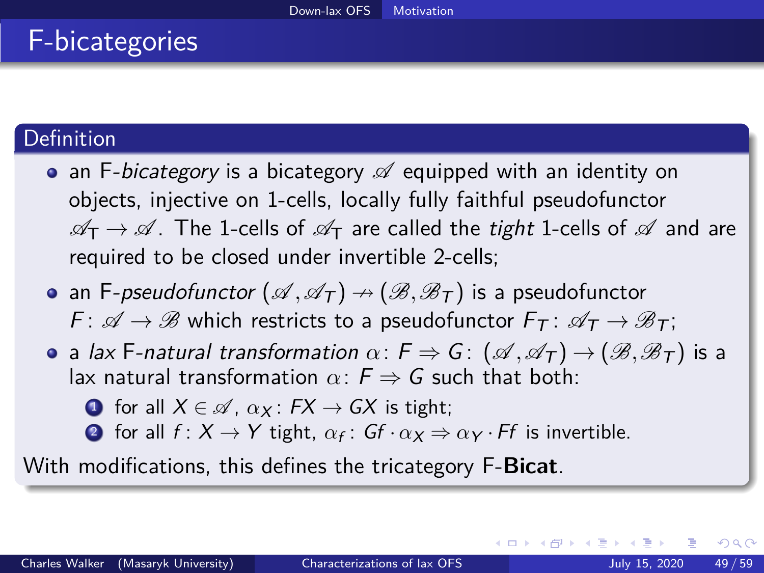# F-bicategories

## Definition

- an F-*bicategory* is a bicategory $\mathscr{A}$ equipped with an identity on objects, injective on 1-cells, locally fully faithful pseudofunctor $\mathscr{A}_{\mathsf{T}} \to \mathscr{A}$. The 1-cells of $\mathscr{A}_{\mathsf{T}}$ are called the *tight* 1-cells of $\mathscr{A}$ and are required to be closed under invertible 2-cells;
- an F-*pseudofunctor* $(\mathscr{A}, \mathscr{A}_T) \nrightarrow (\mathscr{B}, \mathscr{B}_T)$ is a pseudofunctor $F \colon \mathscr{A} \to \mathscr{B}$ which restricts to a pseudofunctor $F_T \colon \mathscr{A}_T \to \mathscr{B}_T$;
- a *lax* F-*natural transformation* $\alpha \colon F \Rightarrow G \colon (\mathscr{A}, \mathscr{A}_T) \to (\mathscr{B}, \mathscr{B}_T)$ is a lax natural transformation $\alpha \colon F \Rightarrow G$ such that both:
  1. for all $X \in \mathscr{A}$, $\alpha_X \colon FX \to GX$ is tight;
  2. for all $f \colon X \to Y$ tight, $\alpha_f \colon Gf \cdot \alpha_X \Rightarrow \alpha_Y \cdot Ff$ is invertible.

With modifications, this defines the tricategory F-**Bicat**.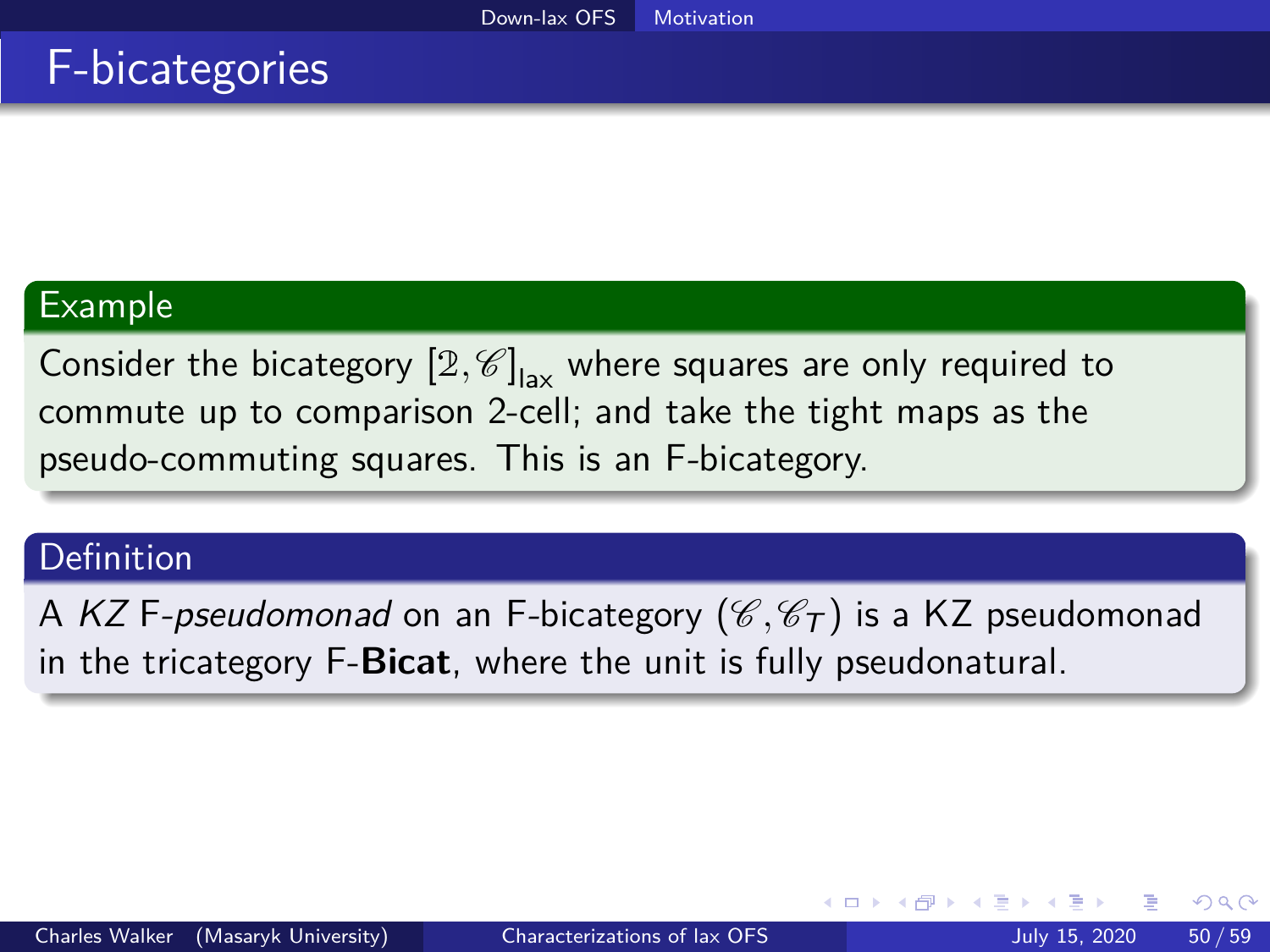# F-bicategories

**Example**

Consider the bicategory $[\mathbb{2}, \mathscr{C}]_{\text{lax}}$ where squares are only required to commute up to comparison 2-cell; and take the tight maps as the pseudo-commuting squares. This is an F-bicategory.

**Definition**

A *KZ* F-*pseudomonad* on an F-bicategory $(\mathscr{C}, \mathscr{C}_T)$ is a KZ pseudomonad in the tricategory F-**Bicat**, where the unit is fully pseudonatural.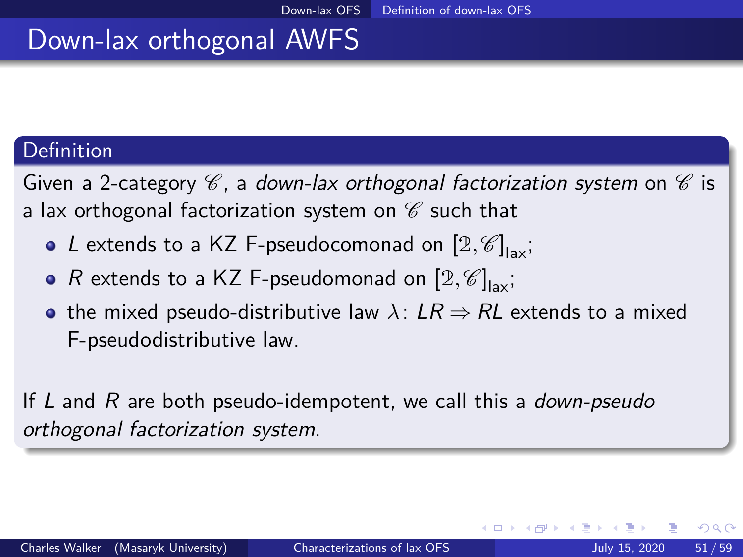# Down-lax orthogonal AWFS

**Definition**

Given a 2-category $\mathscr{C}$, a *down-lax orthogonal factorization system* on $\mathscr{C}$ is a lax orthogonal factorization system on $\mathscr{C}$ such that

- $L$ extends to a KZ F-pseudocomonad on $[\mathbb{2}, \mathscr{C}]_{\text{lax}}$;
- $R$ extends to a KZ F-pseudomonad on $[\mathbb{2}, \mathscr{C}]_{\text{lax}}$;
- the mixed pseudo-distributive law $\lambda \colon LR \Rightarrow RL$ extends to a mixed F-pseudodistributive law.

If $L$ and $R$ are both pseudo-idempotent, we call this a *down-pseudo orthogonal factorization system*.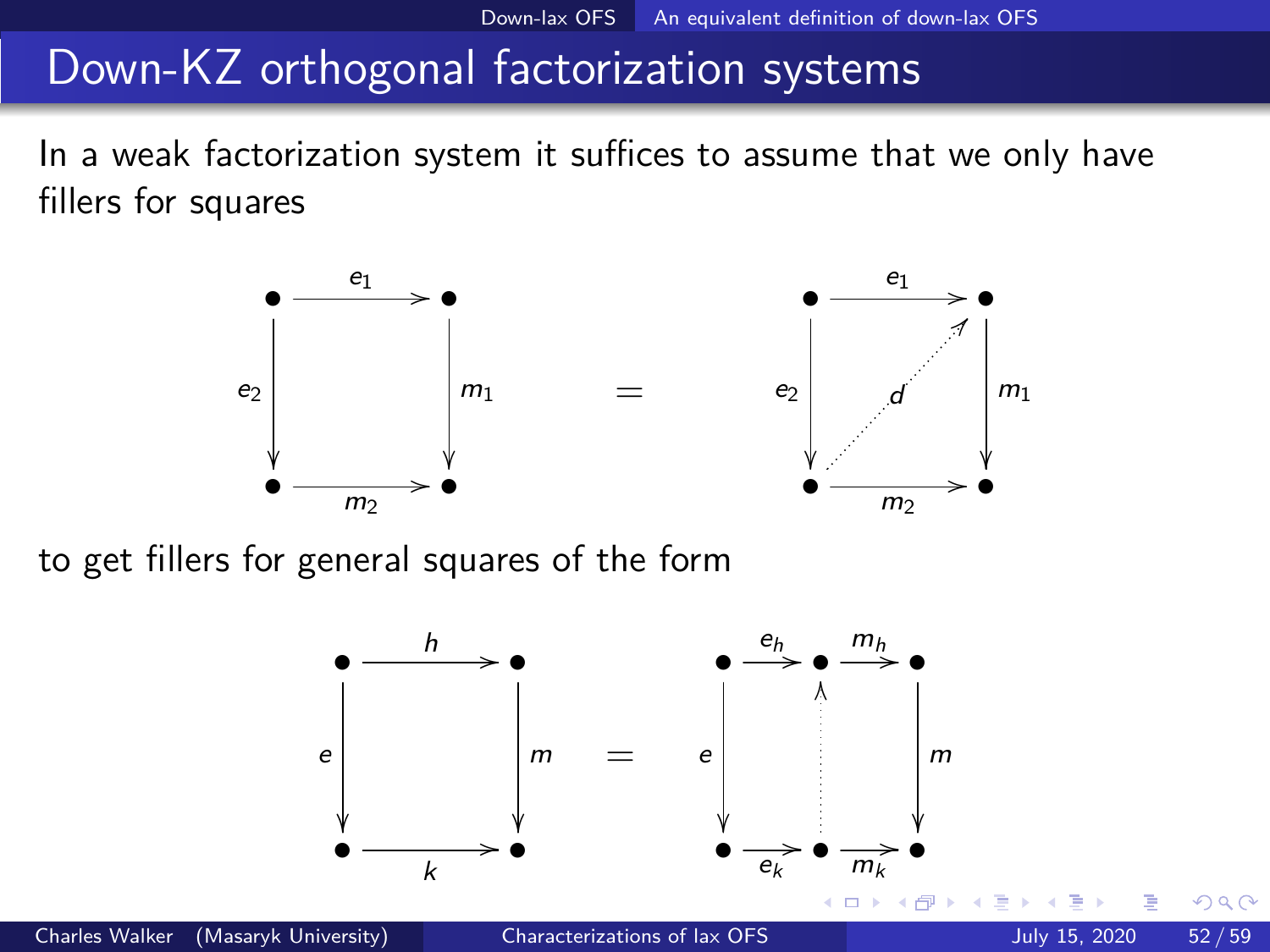# Down-KZ orthogonal factorization systems

In a weak factorization system it suffices to assume that we only have fillers for squares

$$
\begin{array}{ccc}
\bullet & \xrightarrow{e_1} & \bullet \\
{\scriptstyle e_2}\downarrow & & \downarrow{\scriptstyle m_1} \\
\bullet & \xrightarrow[m_2]{} & \bullet
\end{array}
\quad = \quad
\begin{array}{ccc}
\bullet & \xrightarrow{e_1} & \bullet \\
{\scriptstyle e_2}\downarrow & \nearrow{\scriptstyle d} & \downarrow{\scriptstyle m_1} \\
\bullet & \xrightarrow[m_2]{} & \bullet
\end{array}
$$

to get fillers for general squares of the form

$$
\begin{array}{ccc}
\bullet & \xrightarrow{h} & \bullet \\
{\scriptstyle e}\downarrow & & \downarrow{\scriptstyle m} \\
\bullet & \xrightarrow[k]{} & \bullet
\end{array}
\quad = \quad
\begin{array}{ccccc}
\bullet & \xrightarrow{e_h} & \bullet & \xrightarrow{m_h} & \bullet \\
{\scriptstyle e}\downarrow & & \uparrow & & \downarrow{\scriptstyle m} \\
\bullet & \xrightarrow[e_k]{} & \bullet & \xrightarrow[m_k]{} & \bullet
\end{array}
$$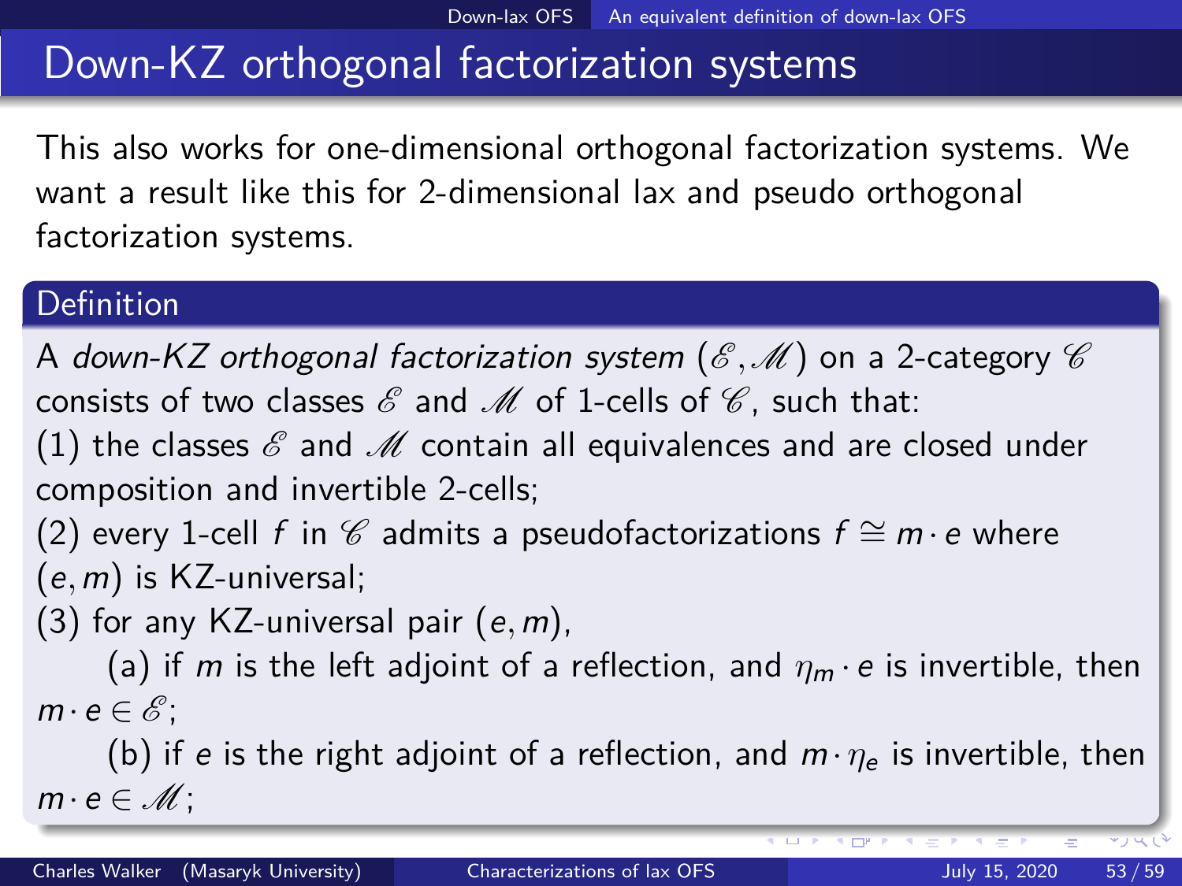# Down-KZ orthogonal factorization systems

This also works for one-dimensional orthogonal factorization systems. We want a result like this for 2-dimensional lax and pseudo orthogonal factorization systems.

**Definition**

A *down-KZ orthogonal factorization system* $(\mathscr{E}, \mathscr{M})$ on a 2-category $\mathscr{C}$ consists of two classes $\mathscr{E}$ and $\mathscr{M}$ of 1-cells of $\mathscr{C}$, such that:

(1) the classes $\mathscr{E}$ and $\mathscr{M}$ contain all equivalences and are closed under composition and invertible 2-cells;

(2) every 1-cell $f$ in $\mathscr{C}$ admits a pseudofactorizations $f \cong m \cdot e$ where $(e, m)$ is KZ-universal;

(3) for any KZ-universal pair $(e, m)$,

(a) if $m$ is the left adjoint of a reflection, and $\eta_m \cdot e$ is invertible, then $m \cdot e \in \mathscr{E}$;

(b) if $e$ is the right adjoint of a reflection, and $m \cdot \eta_e$ is invertible, then $m \cdot e \in \mathscr{M}$;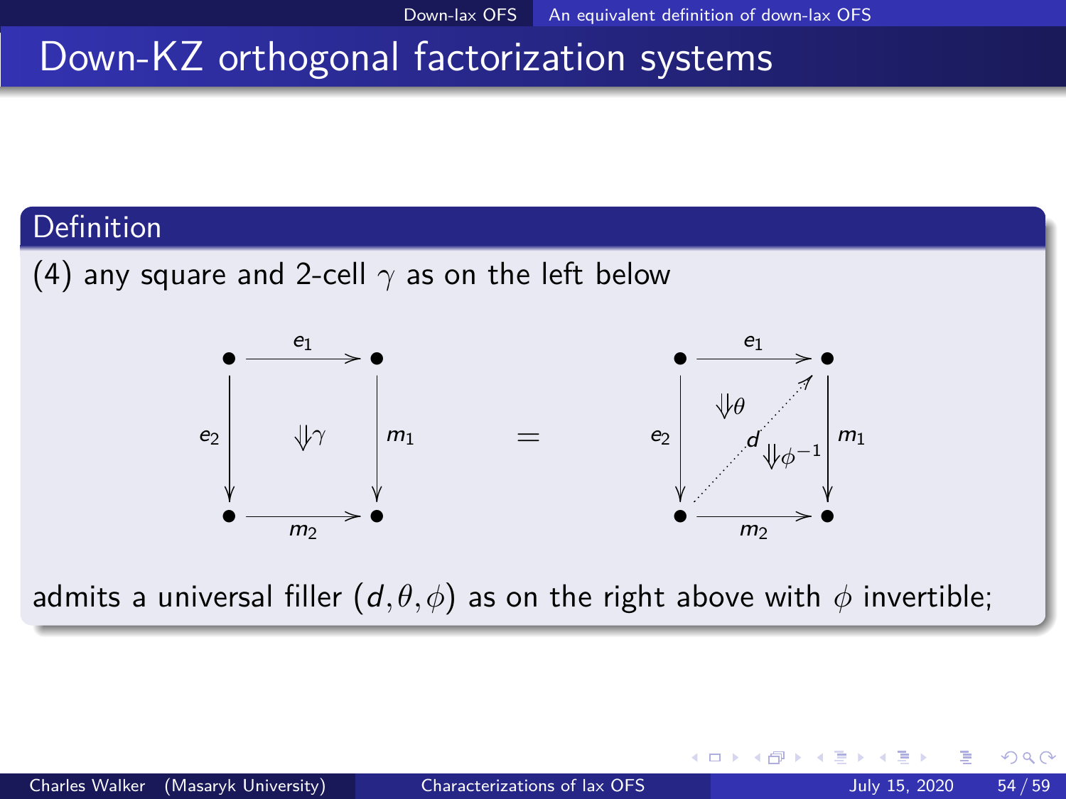# Down-KZ orthogonal factorization systems

**Definition**

(4) any square and 2-cell $\gamma$ as on the left below

$$
\begin{array}{ccc}
\bullet & \xrightarrow{e_1} & \bullet \\
{\scriptstyle e_2}\downarrow & \Downarrow\gamma & \downarrow{\scriptstyle m_1} \\
\bullet & \xrightarrow[m_2]{} & \bullet
\end{array}
\quad = \quad
\begin{array}{ccc}
\bullet & \xrightarrow{e_1} & \bullet \\
{\scriptstyle e_2}\downarrow & \Downarrow\theta \;\; \overset{d}{\nearrow} \;\; \Downarrow\phi^{-1} & \downarrow{\scriptstyle m_1} \\
\bullet & \xrightarrow[m_2]{} & \bullet
\end{array}
$$

admits a universal filler $(d, \theta, \phi)$ as on the right above with $\phi$ invertible;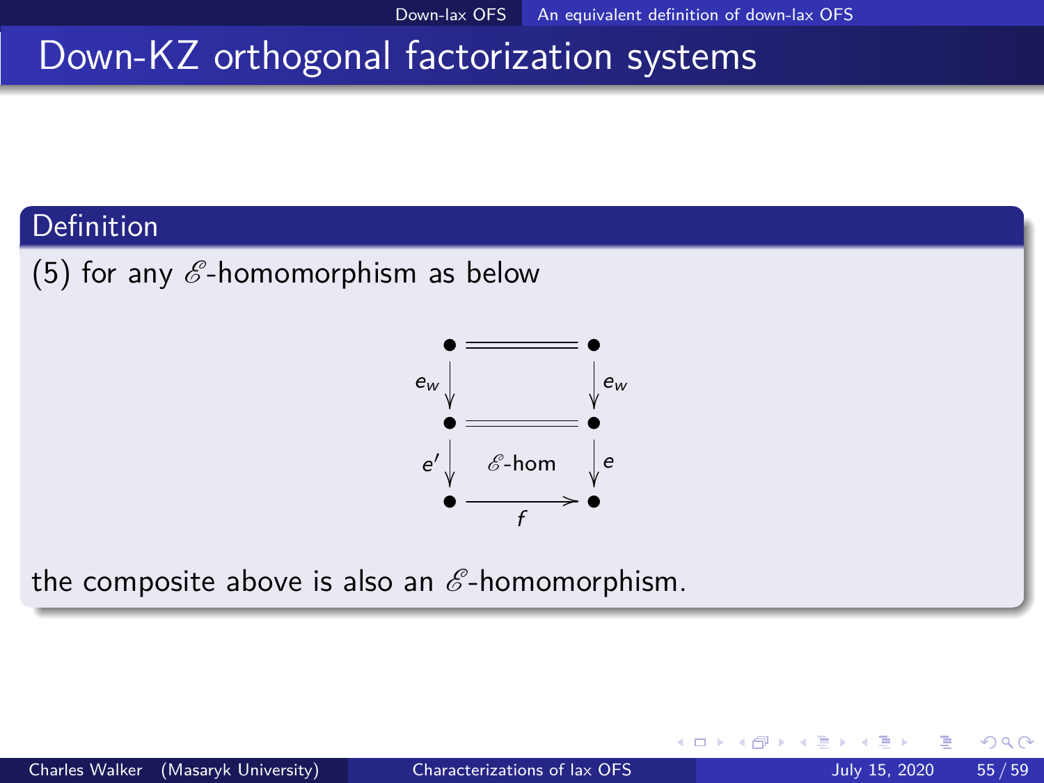# Down-KZ orthogonal factorization systems

**Definition**

(5) for any $\mathscr{E}$-homomorphism as below

$$
\begin{array}{ccc}
\bullet & = & \bullet \\
{\scriptstyle e_w}\downarrow & & \downarrow{\scriptstyle e_w} \\
\bullet & = & \bullet \\
{\scriptstyle e'}\downarrow & \mathscr{E}\text{-hom} & \downarrow{\scriptstyle e} \\
\bullet & \xrightarrow[f]{} & \bullet
\end{array}
$$

the composite above is also an $\mathscr{E}$-homomorphism.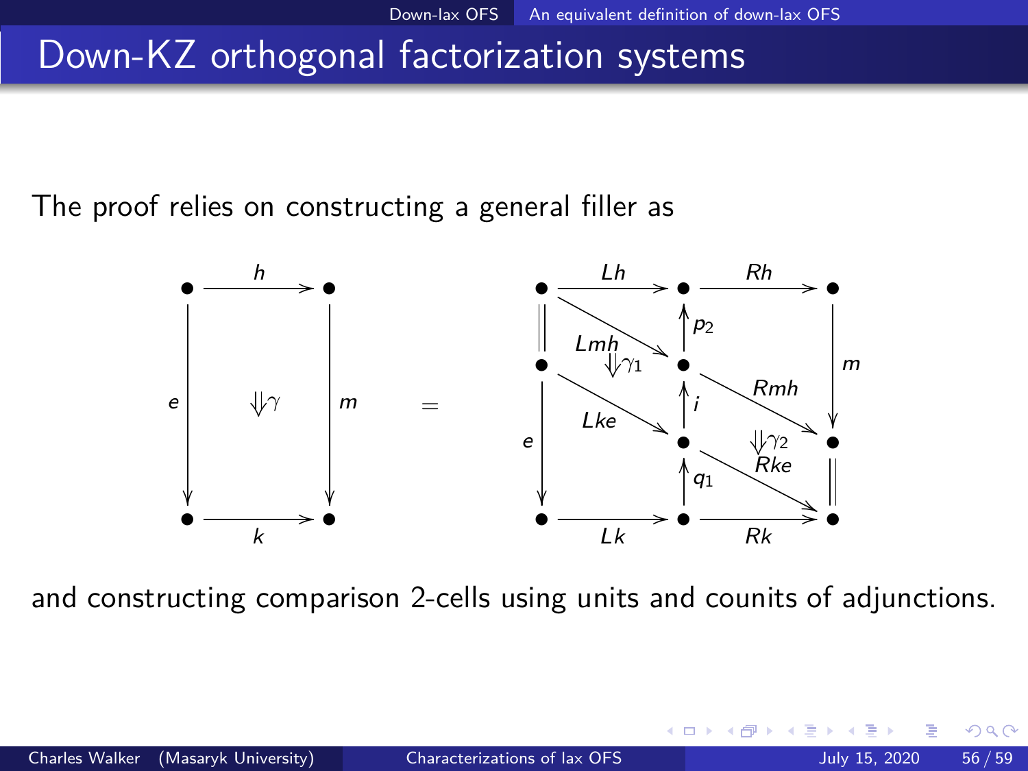# Down-KZ orthogonal factorization systems

The proof relies on constructing a general filler as

$$
\begin{array}{ccc}
\bullet & \xrightarrow{h} & \bullet \\
{\scriptstyle e}\downarrow & \Downarrow\gamma & \downarrow{\scriptstyle m} \\
\bullet & \xrightarrow[k]{} & \bullet
\end{array}
\quad = \quad
\begin{array}{ccccc}
\bullet & \xrightarrow{Lh} & \bullet & \xrightarrow{Rh} & \bullet \\
\| & \searrow^{Lmh}\ \Downarrow\gamma_1 & \uparrow{\scriptstyle p_2} & & \downarrow{\scriptstyle m} \\
\bullet & & \bullet & \searrow^{Rmh} & \bullet \\
{\scriptstyle e}\downarrow & \searrow^{Lke} & \uparrow{\scriptstyle i} & \Downarrow\gamma_2\ \searrow^{Rke} & \| \\
& & \bullet & & \\
& & \uparrow{\scriptstyle q_1} & & \\
\bullet & \xrightarrow[Lk]{} & \bullet & \xrightarrow[Rk]{} & \bullet
\end{array}
$$

and constructing comparison 2-cells using units and counits of adjunctions.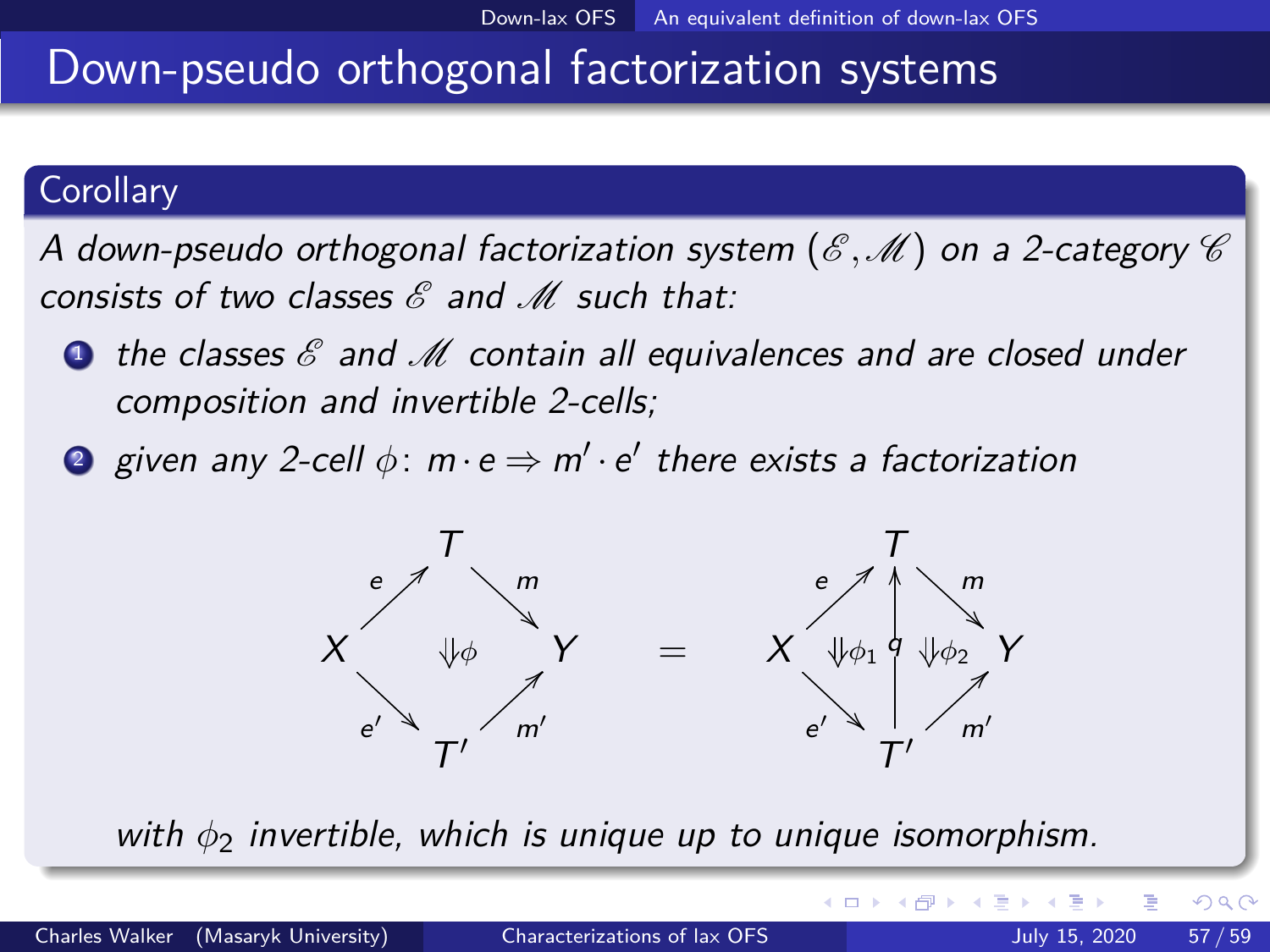# Down-pseudo orthogonal factorization systems

## Corollary

*A down-pseudo orthogonal factorization system $(\mathscr{E}, \mathscr{M})$ on a 2-category $\mathscr{C}$ consists of two classes $\mathscr{E}$ and $\mathscr{M}$ such that:*

1. *the classes $\mathscr{E}$ and $\mathscr{M}$ contain all equivalences and are closed under composition and invertible 2-cells;*
2. *given any 2-cell $\phi\colon m \cdot e \Rightarrow m' \cdot e'$ there exists a factorization*

$$
\begin{array}{ccc}
 & T & \\
{\scriptstyle e}\nearrow & & \searrow{\scriptstyle m} \\
X & \Downarrow\phi & Y \\
{\scriptstyle e'}\searrow & & \nearrow{\scriptstyle m'} \\
 & T' &
\end{array}
\quad = \quad
\begin{array}{ccccc}
 & & T & & \\
 & {\scriptstyle e}\nearrow & \uparrow & \searrow{\scriptstyle m} & \\
X & \Downarrow\phi_1 & {\scriptstyle q} & \Downarrow\phi_2 & Y \\
 & {\scriptstyle e'}\searrow & & \nearrow{\scriptstyle m'} & \\
 & & T' & &
\end{array}
$$

*with $\phi_2$ invertible, which is unique up to unique isomorphism.*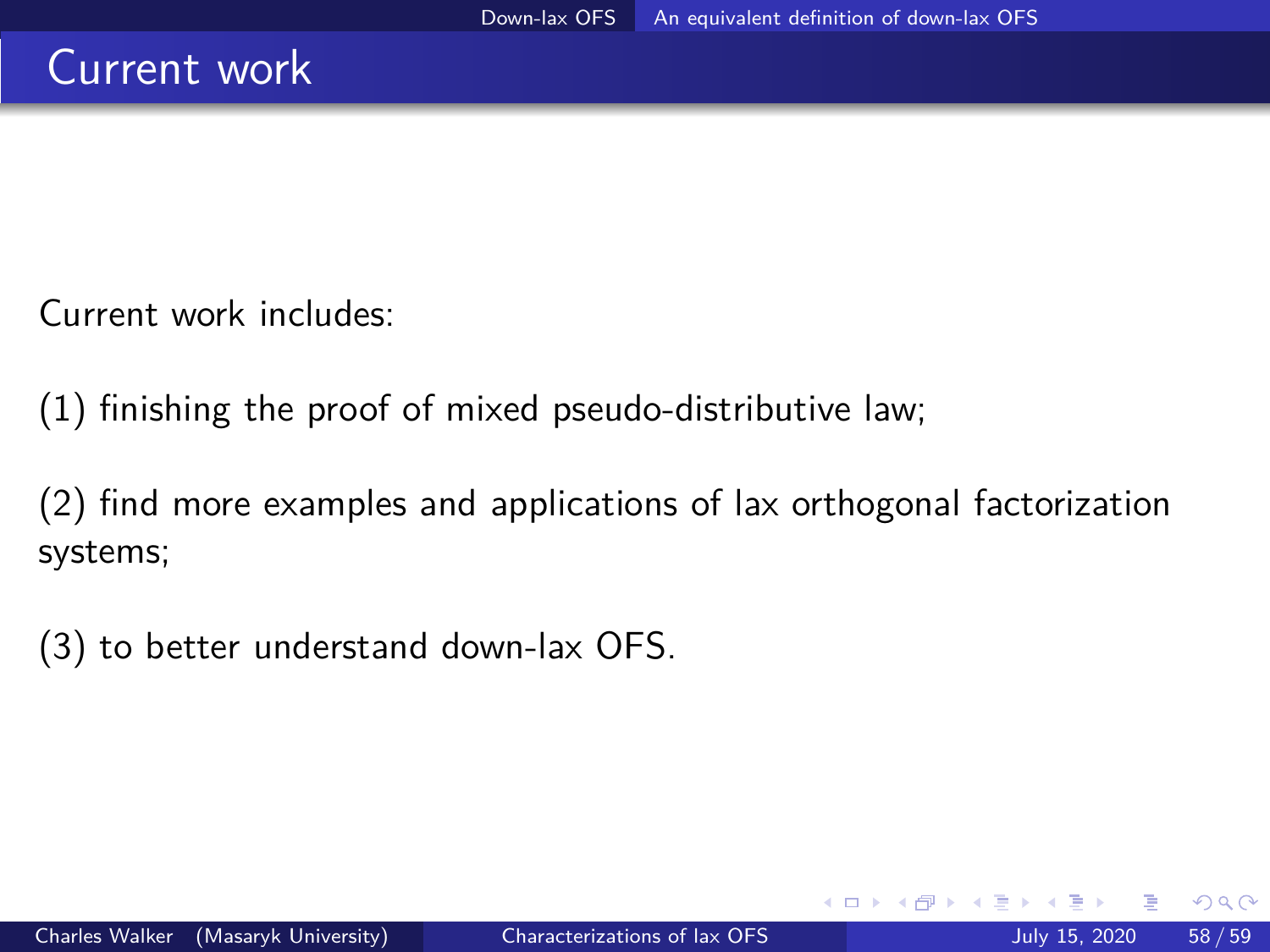# Current work

Current work includes:

(1) finishing the proof of mixed pseudo-distributive law;

(2) find more examples and applications of lax orthogonal factorization systems;

(3) to better understand down-lax OFS.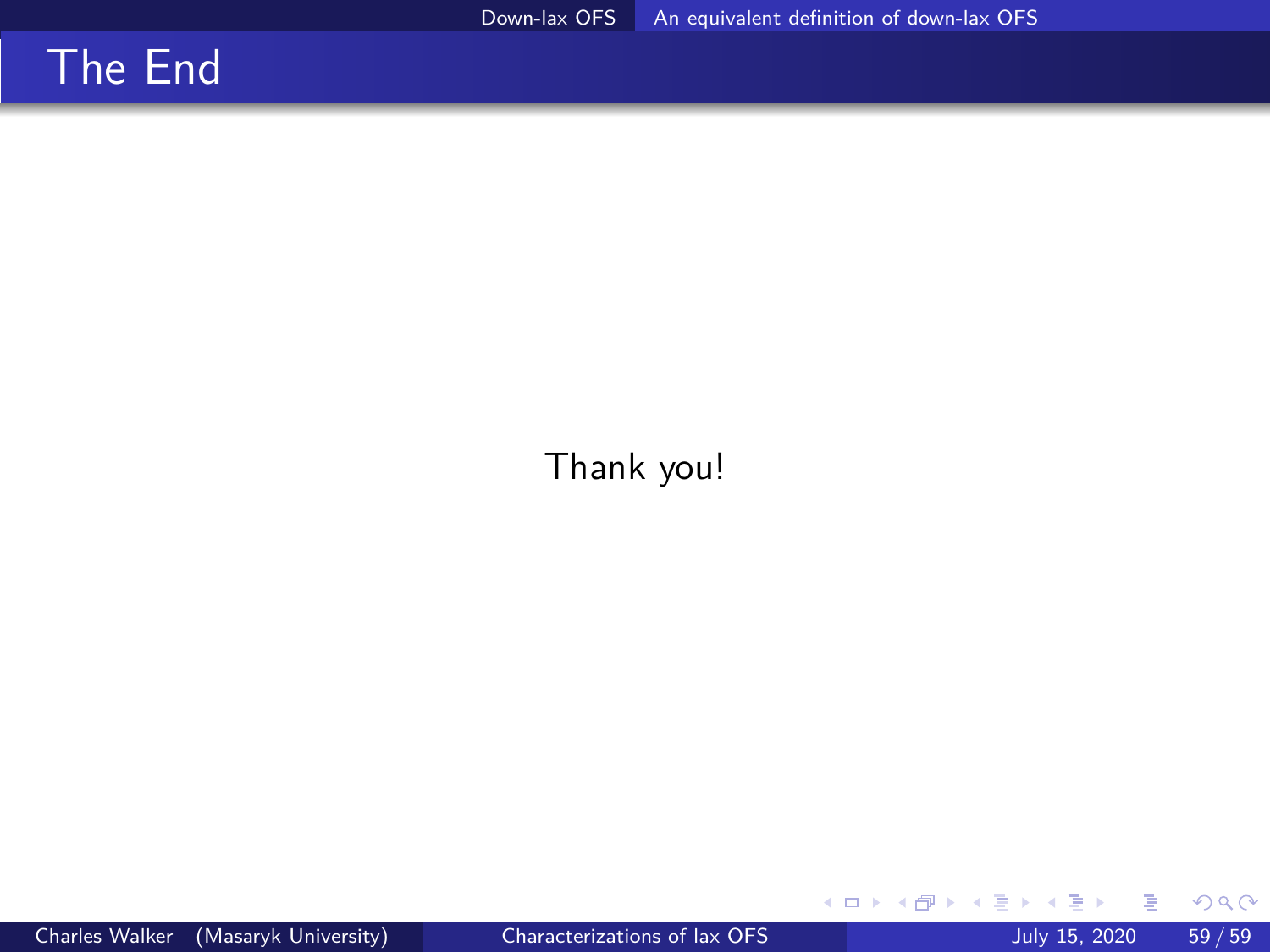# The End

Thank you!